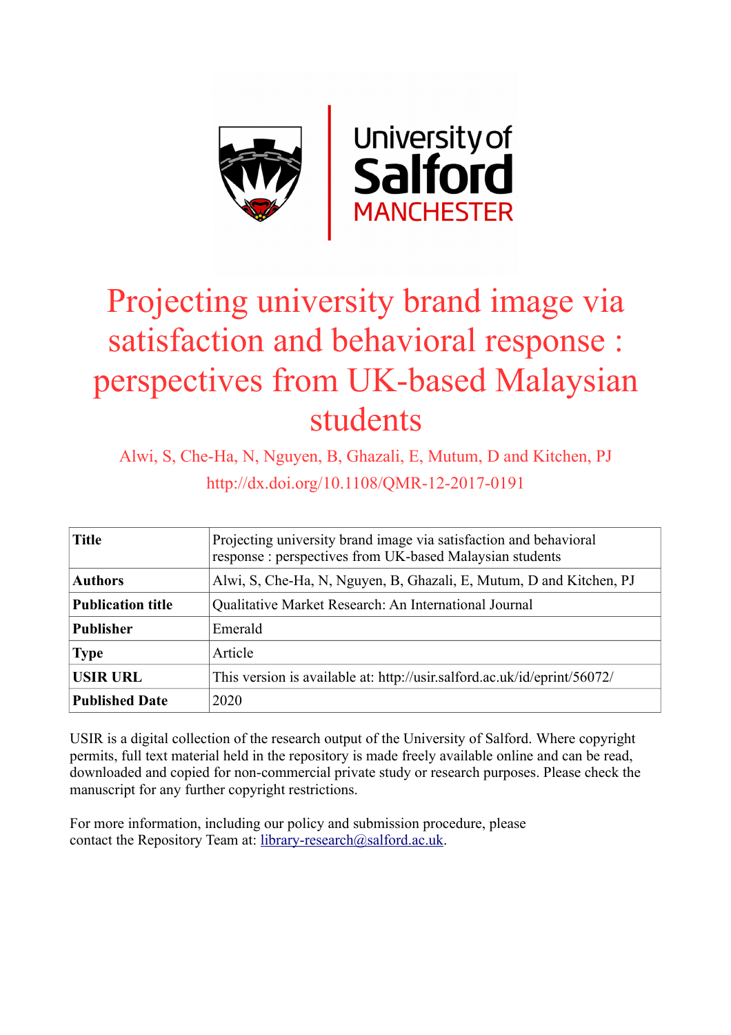# Projecting university brand image via satisfaction and behavioral response : perspectives from UK-based Malaysian students

Alwi, S, Che-Ha, N, Nguyen, B, Ghazali, E, Mutum, D and Kitchen, PJ

http://dx.doi.org/10.1108/QMR-12-2017-0191

| **Title** | Projecting university brand image via satisfaction and behavioral response : perspectives from UK-based Malaysian students |
|---|---|
| **Authors** | Alwi, S, Che-Ha, N, Nguyen, B, Ghazali, E, Mutum, D and Kitchen, PJ |
| **Publication title** | Qualitative Market Research: An International Journal |
| **Publisher** | Emerald |
| **Type** | Article |
| **USIR URL** | This version is available at: http://usir.salford.ac.uk/id/eprint/56072/ |
| **Published Date** | 2020 |

USIR is a digital collection of the research output of the University of Salford. Where copyright permits, full text material held in the repository is made freely available online and can be read, downloaded and copied for non-commercial private study or research purposes. Please check the manuscript for any further copyright restrictions.

For more information, including our policy and submission procedure, please contact the Repository Team at: library-research@salford.ac.uk.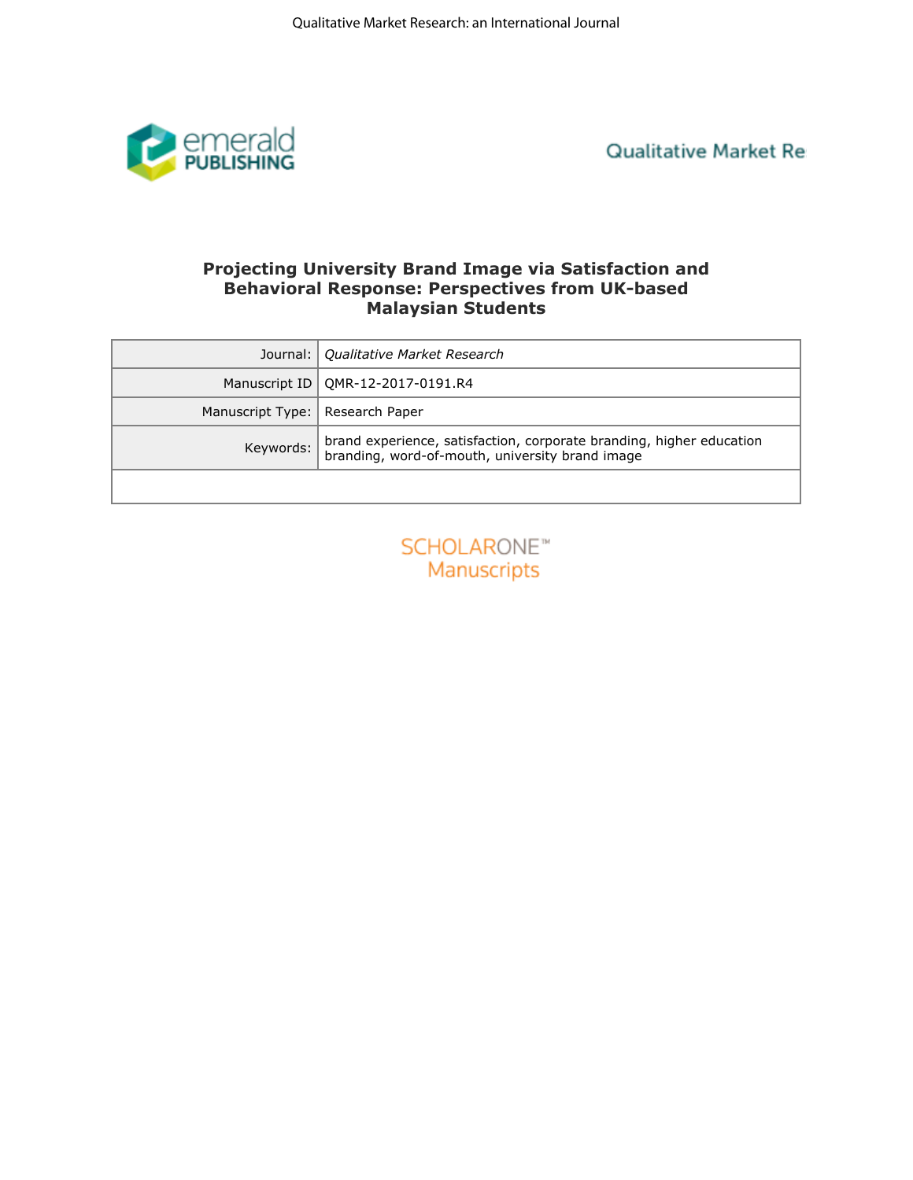# Projecting University Brand Image via Satisfaction and Behavioral Response: Perspectives from UK-based Malaysian Students

| | |
|---|---|
| Journal: | *Qualitative Market Research* |
| Manuscript ID | QMR-12-2017-0191.R4 |
| Manuscript Type: | Research Paper |
| Keywords: | brand experience, satisfaction, corporate branding, higher education branding, word-of-mouth, university brand image |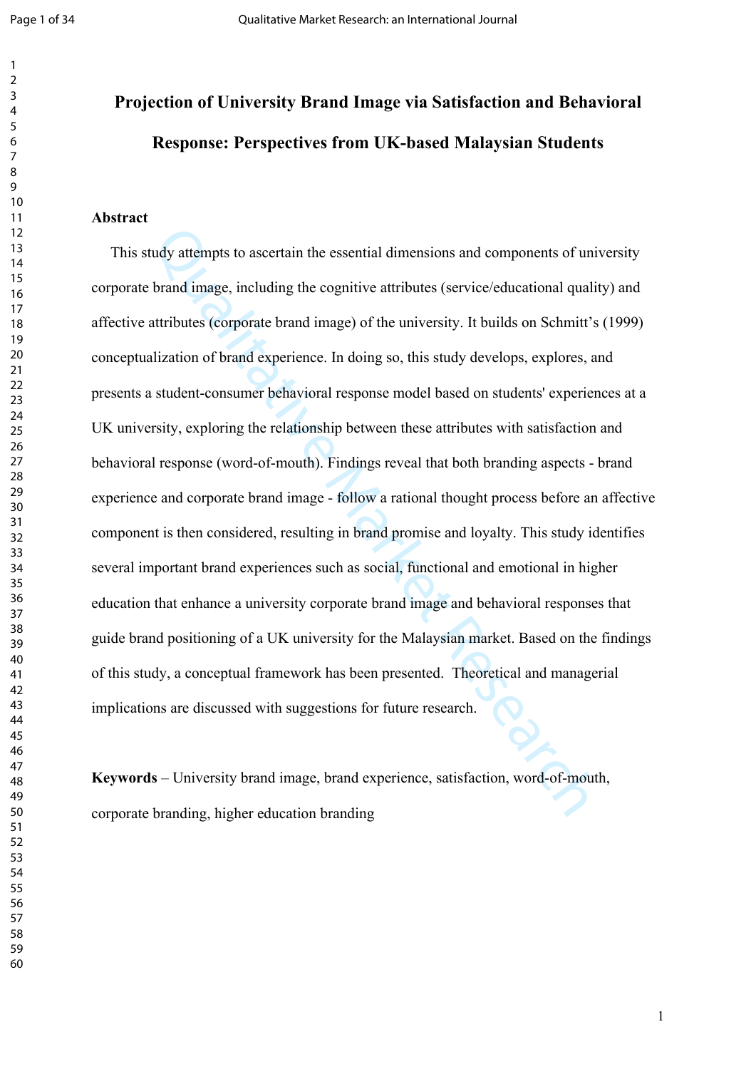# Projection of University Brand Image via Satisfaction and Behavioral Response: Perspectives from UK-based Malaysian Students

## Abstract

This study attempts to ascertain the essential dimensions and components of university corporate brand image, including the cognitive attributes (service/educational quality) and affective attributes (corporate brand image) of the university. It builds on Schmitt's (1999) conceptualization of brand experience. In doing so, this study develops, explores, and presents a student-consumer behavioral response model based on students' experiences at a UK university, exploring the relationship between these attributes with satisfaction and behavioral response (word-of-mouth). Findings reveal that both branding aspects - brand experience and corporate brand image - follow a rational thought process before an affective component is then considered, resulting in brand promise and loyalty. This study identifies several important brand experiences such as social, functional and emotional in higher education that enhance a university corporate brand image and behavioral responses that guide brand positioning of a UK university for the Malaysian market. Based on the findings of this study, a conceptual framework has been presented. Theoretical and managerial implications are discussed with suggestions for future research.

**Keywords** – University brand image, brand experience, satisfaction, word-of-mouth, corporate branding, higher education branding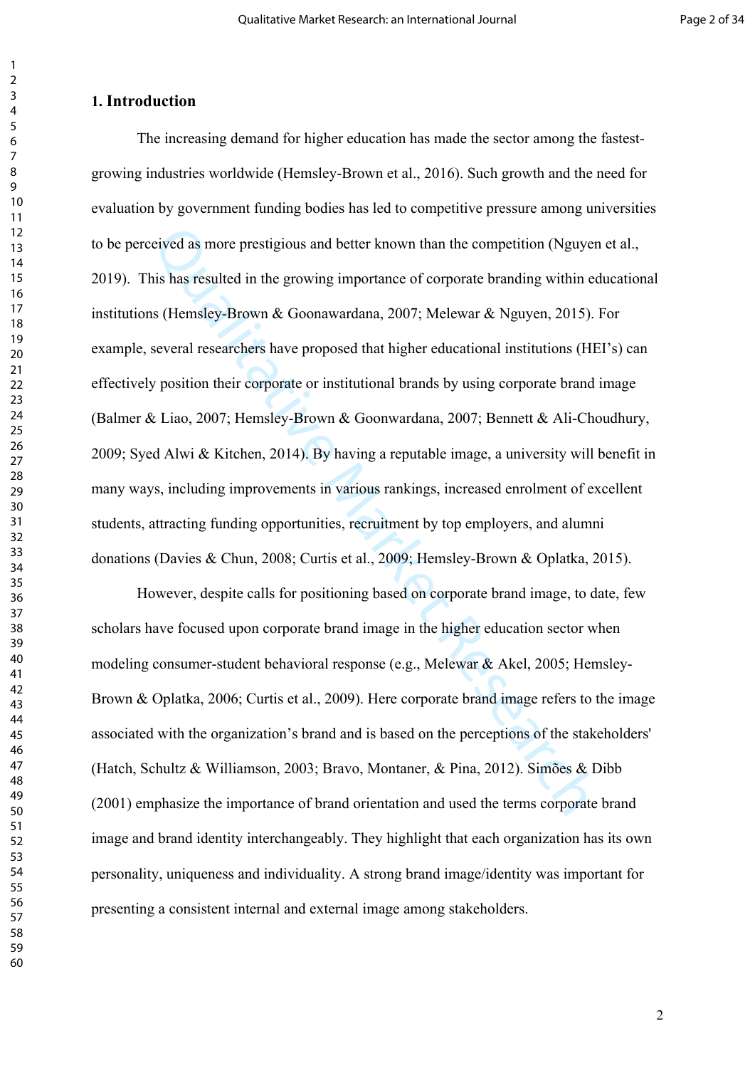## 1. Introduction

The increasing demand for higher education has made the sector among the fastest-growing industries worldwide (Hemsley-Brown et al., 2016). Such growth and the need for evaluation by government funding bodies has led to competitive pressure among universities to be perceived as more prestigious and better known than the competition (Nguyen et al., 2019). This has resulted in the growing importance of corporate branding within educational institutions (Hemsley-Brown & Goonawardana, 2007; Melewar & Nguyen, 2015). For example, several researchers have proposed that higher educational institutions (HEI's) can effectively position their corporate or institutional brands by using corporate brand image (Balmer & Liao, 2007; Hemsley-Brown & Goonwardana, 2007; Bennett & Ali-Choudhury, 2009; Syed Alwi & Kitchen, 2014). By having a reputable image, a university will benefit in many ways, including improvements in various rankings, increased enrolment of excellent students, attracting funding opportunities, recruitment by top employers, and alumni donations (Davies & Chun, 2008; Curtis et al., 2009; Hemsley-Brown & Oplatka, 2015).

However, despite calls for positioning based on corporate brand image, to date, few scholars have focused upon corporate brand image in the higher education sector when modeling consumer-student behavioral response (e.g., Melewar & Akel, 2005; Hemsley-Brown & Oplatka, 2006; Curtis et al., 2009). Here corporate brand image refers to the image associated with the organization's brand and is based on the perceptions of the stakeholders' (Hatch, Schultz & Williamson, 2003; Bravo, Montaner, & Pina, 2012). Simões & Dibb (2001) emphasize the importance of brand orientation and used the terms corporate brand image and brand identity interchangeably. They highlight that each organization has its own personality, uniqueness and individuality. A strong brand image/identity was important for presenting a consistent internal and external image among stakeholders.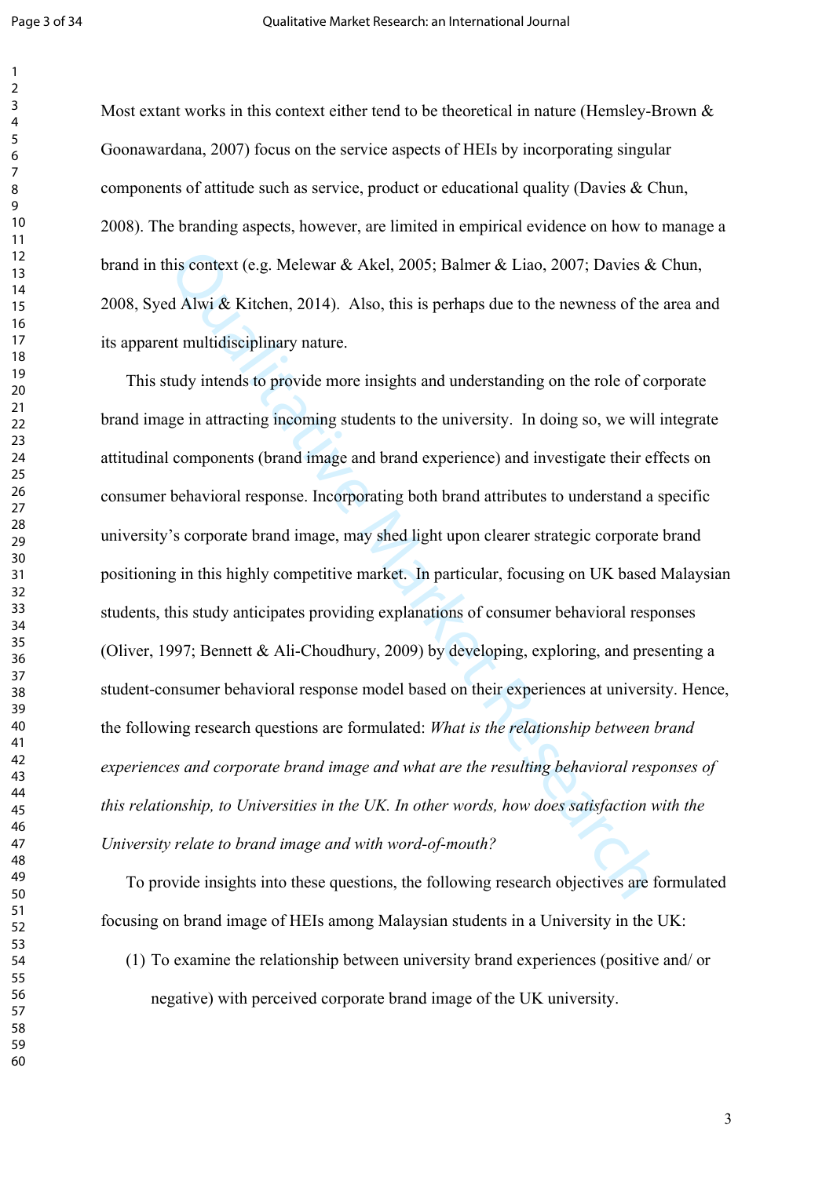Most extant works in this context either tend to be theoretical in nature (Hemsley-Brown & Goonawardana, 2007) focus on the service aspects of HEIs by incorporating singular components of attitude such as service, product or educational quality (Davies & Chun, 2008). The branding aspects, however, are limited in empirical evidence on how to manage a brand in this context (e.g. Melewar & Akel, 2005; Balmer & Liao, 2007; Davies & Chun, 2008, Syed Alwi & Kitchen, 2014). Also, this is perhaps due to the newness of the area and its apparent multidisciplinary nature.

This study intends to provide more insights and understanding on the role of corporate brand image in attracting incoming students to the university. In doing so, we will integrate attitudinal components (brand image and brand experience) and investigate their effects on consumer behavioral response. Incorporating both brand attributes to understand a specific university's corporate brand image, may shed light upon clearer strategic corporate brand positioning in this highly competitive market. In particular, focusing on UK based Malaysian students, this study anticipates providing explanations of consumer behavioral responses (Oliver, 1997; Bennett & Ali-Choudhury, 2009) by developing, exploring, and presenting a student-consumer behavioral response model based on their experiences at university. Hence, the following research questions are formulated: *What is the relationship between brand experiences and corporate brand image and what are the resulting behavioral responses of this relationship, to Universities in the UK. In other words, how does satisfaction with the University relate to brand image and with word-of-mouth?*

To provide insights into these questions, the following research objectives are formulated focusing on brand image of HEIs among Malaysian students in a University in the UK:

(1) To examine the relationship between university brand experiences (positive and/ or negative) with perceived corporate brand image of the UK university.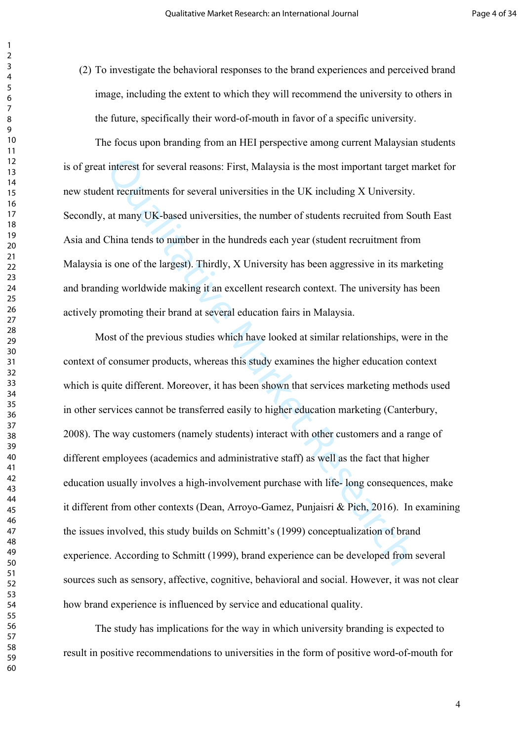(2) To investigate the behavioral responses to the brand experiences and perceived brand image, including the extent to which they will recommend the university to others in the future, specifically their word-of-mouth in favor of a specific university.

The focus upon branding from an HEI perspective among current Malaysian students is of great interest for several reasons: First, Malaysia is the most important target market for new student recruitments for several universities in the UK including X University. Secondly, at many UK-based universities, the number of students recruited from South East Asia and China tends to number in the hundreds each year (student recruitment from Malaysia is one of the largest). Thirdly, X University has been aggressive in its marketing and branding worldwide making it an excellent research context. The university has been actively promoting their brand at several education fairs in Malaysia.

Most of the previous studies which have looked at similar relationships, were in the context of consumer products, whereas this study examines the higher education context which is quite different. Moreover, it has been shown that services marketing methods used in other services cannot be transferred easily to higher education marketing (Canterbury, 2008). The way customers (namely students) interact with other customers and a range of different employees (academics and administrative staff) as well as the fact that higher education usually involves a high-involvement purchase with life- long consequences, make it different from other contexts (Dean, Arroyo-Gamez, Punjaisri & Pich, 2016). In examining the issues involved, this study builds on Schmitt's (1999) conceptualization of brand experience. According to Schmitt (1999), brand experience can be developed from several sources such as sensory, affective, cognitive, behavioral and social. However, it was not clear how brand experience is influenced by service and educational quality.

The study has implications for the way in which university branding is expected to result in positive recommendations to universities in the form of positive word-of-mouth for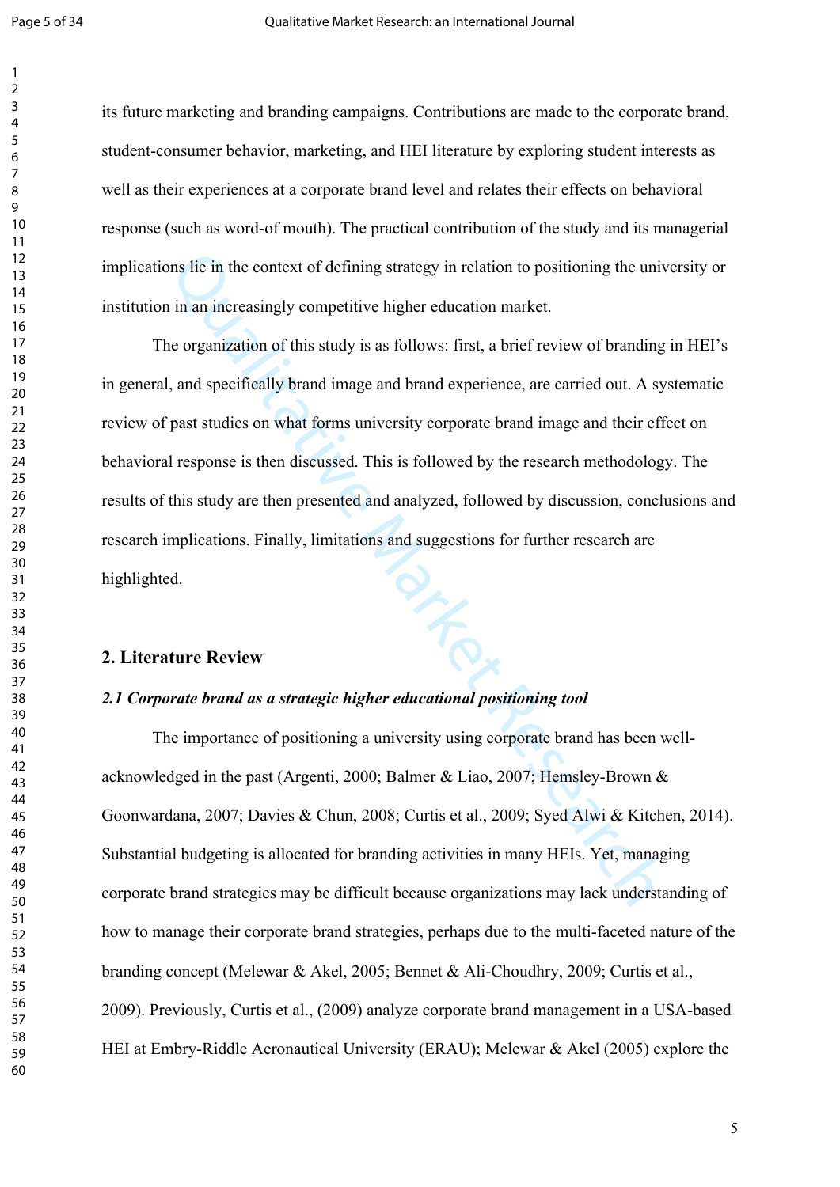its future marketing and branding campaigns. Contributions are made to the corporate brand, student-consumer behavior, marketing, and HEI literature by exploring student interests as well as their experiences at a corporate brand level and relates their effects on behavioral response (such as word-of mouth). The practical contribution of the study and its managerial implications lie in the context of defining strategy in relation to positioning the university or institution in an increasingly competitive higher education market.

The organization of this study is as follows: first, a brief review of branding in HEI's in general, and specifically brand image and brand experience, are carried out. A systematic review of past studies on what forms university corporate brand image and their effect on behavioral response is then discussed. This is followed by the research methodology. The results of this study are then presented and analyzed, followed by discussion, conclusions and research implications. Finally, limitations and suggestions for further research are highlighted.

## 2. Literature Review

### *2.1 Corporate brand as a strategic higher educational positioning tool*

The importance of positioning a university using corporate brand has been well-acknowledged in the past (Argenti, 2000; Balmer & Liao, 2007; Hemsley-Brown & Goonwardana, 2007; Davies & Chun, 2008; Curtis et al., 2009; Syed Alwi & Kitchen, 2014). Substantial budgeting is allocated for branding activities in many HEIs. Yet, managing corporate brand strategies may be difficult because organizations may lack understanding of how to manage their corporate brand strategies, perhaps due to the multi-faceted nature of the branding concept (Melewar & Akel, 2005; Bennet & Ali-Choudhry, 2009; Curtis et al., 2009). Previously, Curtis et al., (2009) analyze corporate brand management in a USA-based HEI at Embry-Riddle Aeronautical University (ERAU); Melewar & Akel (2005) explore the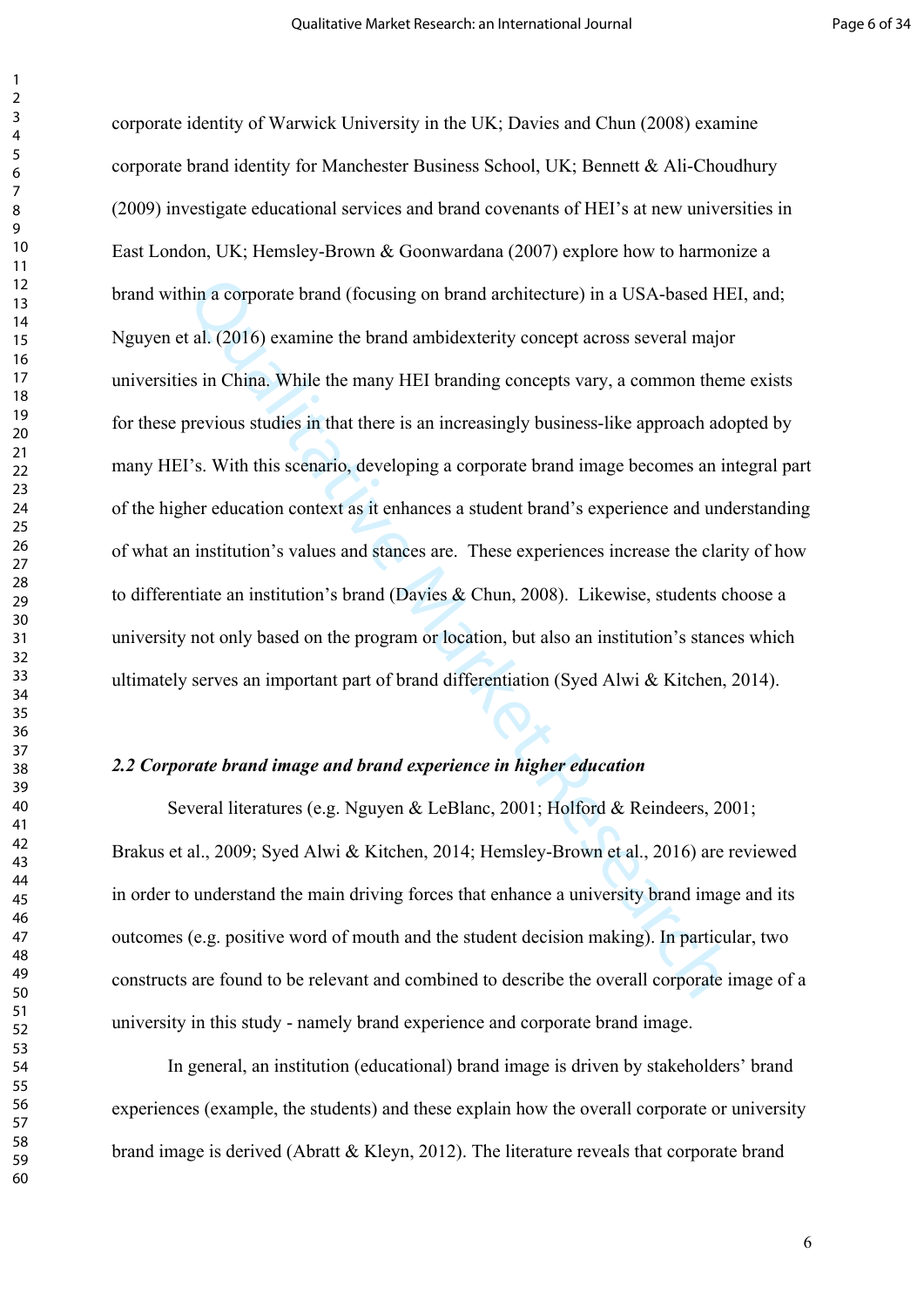corporate identity of Warwick University in the UK; Davies and Chun (2008) examine corporate brand identity for Manchester Business School, UK; Bennett & Ali-Choudhury (2009) investigate educational services and brand covenants of HEI's at new universities in East London, UK; Hemsley-Brown & Goonwardana (2007) explore how to harmonize a brand within a corporate brand (focusing on brand architecture) in a USA-based HEI, and; Nguyen et al. (2016) examine the brand ambidexterity concept across several major universities in China. While the many HEI branding concepts vary, a common theme exists for these previous studies in that there is an increasingly business-like approach adopted by many HEI's. With this scenario, developing a corporate brand image becomes an integral part of the higher education context as it enhances a student brand's experience and understanding of what an institution's values and stances are. These experiences increase the clarity of how to differentiate an institution's brand (Davies & Chun, 2008). Likewise, students choose a university not only based on the program or location, but also an institution's stances which ultimately serves an important part of brand differentiation (Syed Alwi & Kitchen, 2014).

### *2.2 Corporate brand image and brand experience in higher education*

Several literatures (e.g. Nguyen & LeBlanc, 2001; Holford & Reindeers, 2001; Brakus et al., 2009; Syed Alwi & Kitchen, 2014; Hemsley-Brown et al., 2016) are reviewed in order to understand the main driving forces that enhance a university brand image and its outcomes (e.g. positive word of mouth and the student decision making). In particular, two constructs are found to be relevant and combined to describe the overall corporate image of a university in this study - namely brand experience and corporate brand image.

In general, an institution (educational) brand image is driven by stakeholders' brand experiences (example, the students) and these explain how the overall corporate or university brand image is derived (Abratt & Kleyn, 2012). The literature reveals that corporate brand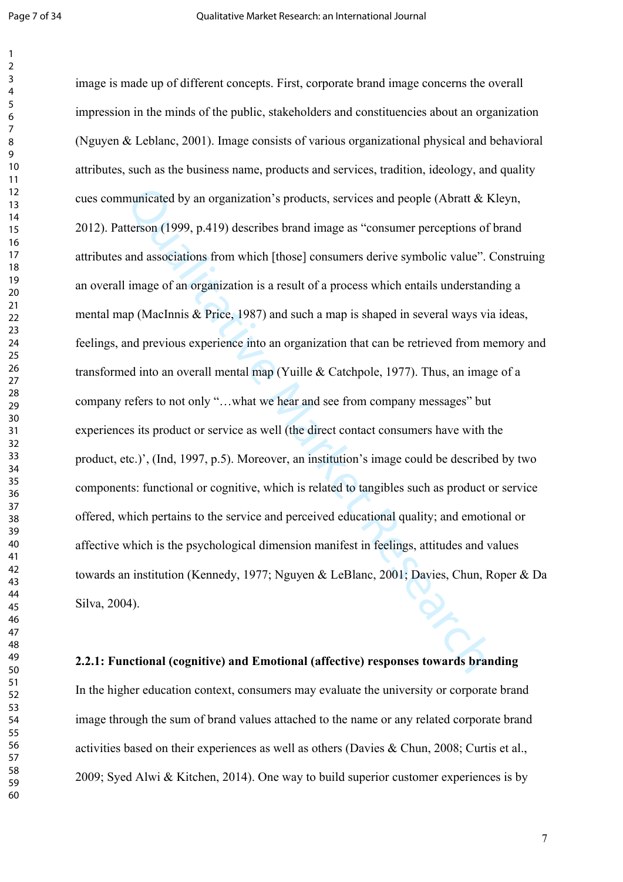image is made up of different concepts. First, corporate brand image concerns the overall impression in the minds of the public, stakeholders and constituencies about an organization (Nguyen & Leblanc, 2001). Image consists of various organizational physical and behavioral attributes, such as the business name, products and services, tradition, ideology, and quality cues communicated by an organization's products, services and people (Abratt & Kleyn, 2012). Patterson (1999, p.419) describes brand image as "consumer perceptions of brand attributes and associations from which [those] consumers derive symbolic value". Construing an overall image of an organization is a result of a process which entails understanding a mental map (MacInnis & Price, 1987) and such a map is shaped in several ways via ideas, feelings, and previous experience into an organization that can be retrieved from memory and transformed into an overall mental map (Yuille & Catchpole, 1977). Thus, an image of a company refers to not only "…what we hear and see from company messages" but experiences its product or service as well (the direct contact consumers have with the product, etc.)', (Ind, 1997, p.5). Moreover, an institution's image could be described by two components: functional or cognitive, which is related to tangibles such as product or service offered, which pertains to the service and perceived educational quality; and emotional or affective which is the psychological dimension manifest in feelings, attitudes and values towards an institution (Kennedy, 1977; Nguyen & LeBlanc, 2001; Davies, Chun, Roper & Da Silva, 2004).

**2.2.1: Functional (cognitive) and Emotional (affective) responses towards branding**

In the higher education context, consumers may evaluate the university or corporate brand image through the sum of brand values attached to the name or any related corporate brand activities based on their experiences as well as others (Davies & Chun, 2008; Curtis et al., 2009; Syed Alwi & Kitchen, 2014). One way to build superior customer experiences is by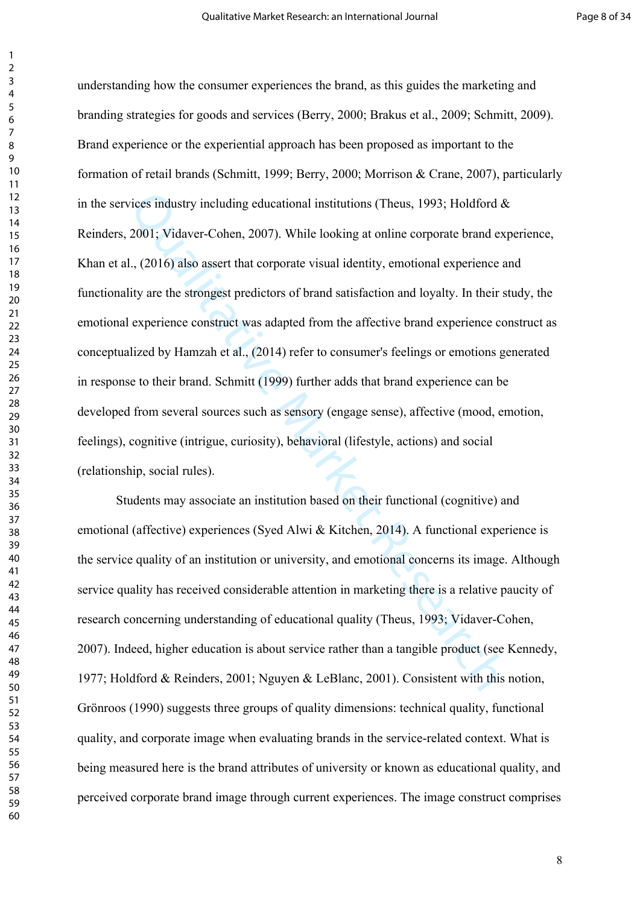understanding how the consumer experiences the brand, as this guides the marketing and branding strategies for goods and services (Berry, 2000; Brakus et al., 2009; Schmitt, 2009). Brand experience or the experiential approach has been proposed as important to the formation of retail brands (Schmitt, 1999; Berry, 2000; Morrison & Crane, 2007), particularly in the services industry including educational institutions (Theus, 1993; Holdford & Reinders, 2001; Vidaver-Cohen, 2007). While looking at online corporate brand experience, Khan et al., (2016) also assert that corporate visual identity, emotional experience and functionality are the strongest predictors of brand satisfaction and loyalty. In their study, the emotional experience construct was adapted from the affective brand experience construct as conceptualized by Hamzah et al., (2014) refer to consumer's feelings or emotions generated in response to their brand. Schmitt (1999) further adds that brand experience can be developed from several sources such as sensory (engage sense), affective (mood, emotion, feelings), cognitive (intrigue, curiosity), behavioral (lifestyle, actions) and social (relationship, social rules).

Students may associate an institution based on their functional (cognitive) and emotional (affective) experiences (Syed Alwi & Kitchen, 2014). A functional experience is the service quality of an institution or university, and emotional concerns its image. Although service quality has received considerable attention in marketing there is a relative paucity of research concerning understanding of educational quality (Theus, 1993; Vidaver-Cohen, 2007). Indeed, higher education is about service rather than a tangible product (see Kennedy, 1977; Holdford & Reinders, 2001; Nguyen & LeBlanc, 2001). Consistent with this notion, Grönroos (1990) suggests three groups of quality dimensions: technical quality, functional quality, and corporate image when evaluating brands in the service-related context. What is being measured here is the brand attributes of university or known as educational quality, and perceived corporate brand image through current experiences. The image construct comprises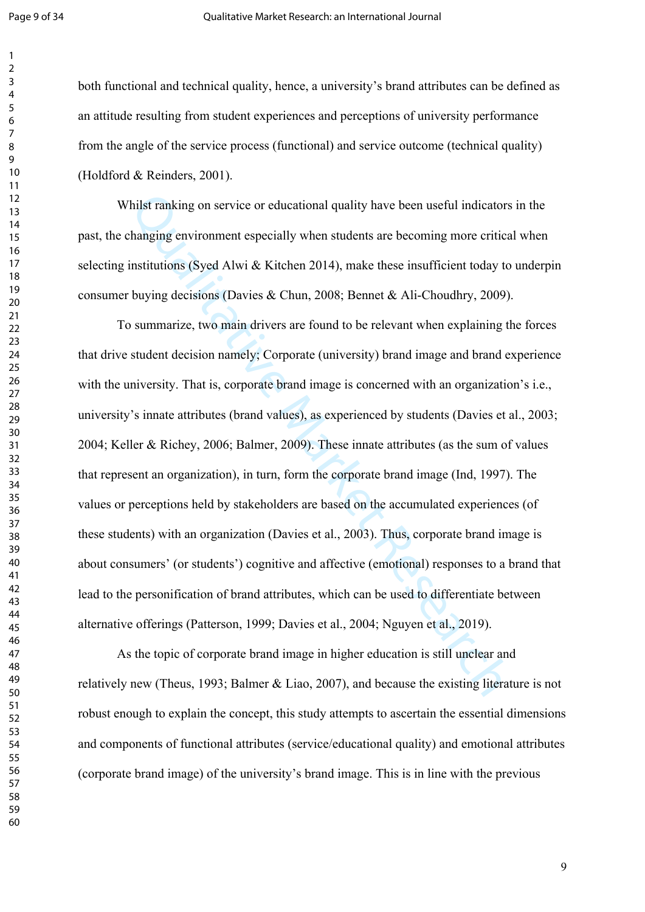both functional and technical quality, hence, a university's brand attributes can be defined as an attitude resulting from student experiences and perceptions of university performance from the angle of the service process (functional) and service outcome (technical quality) (Holdford & Reinders, 2001).

Whilst ranking on service or educational quality have been useful indicators in the past, the changing environment especially when students are becoming more critical when selecting institutions (Syed Alwi & Kitchen 2014), make these insufficient today to underpin consumer buying decisions (Davies & Chun, 2008; Bennet & Ali-Choudhry, 2009).

To summarize, two main drivers are found to be relevant when explaining the forces that drive student decision namely; Corporate (university) brand image and brand experience with the university. That is, corporate brand image is concerned with an organization's i.e., university's innate attributes (brand values), as experienced by students (Davies et al., 2003; 2004; Keller & Richey, 2006; Balmer, 2009). These innate attributes (as the sum of values that represent an organization), in turn, form the corporate brand image (Ind, 1997). The values or perceptions held by stakeholders are based on the accumulated experiences (of these students) with an organization (Davies et al., 2003). Thus, corporate brand image is about consumers' (or students') cognitive and affective (emotional) responses to a brand that lead to the personification of brand attributes, which can be used to differentiate between alternative offerings (Patterson, 1999; Davies et al., 2004; Nguyen et al., 2019).

As the topic of corporate brand image in higher education is still unclear and relatively new (Theus, 1993; Balmer & Liao, 2007), and because the existing literature is not robust enough to explain the concept, this study attempts to ascertain the essential dimensions and components of functional attributes (service/educational quality) and emotional attributes (corporate brand image) of the university's brand image. This is in line with the previous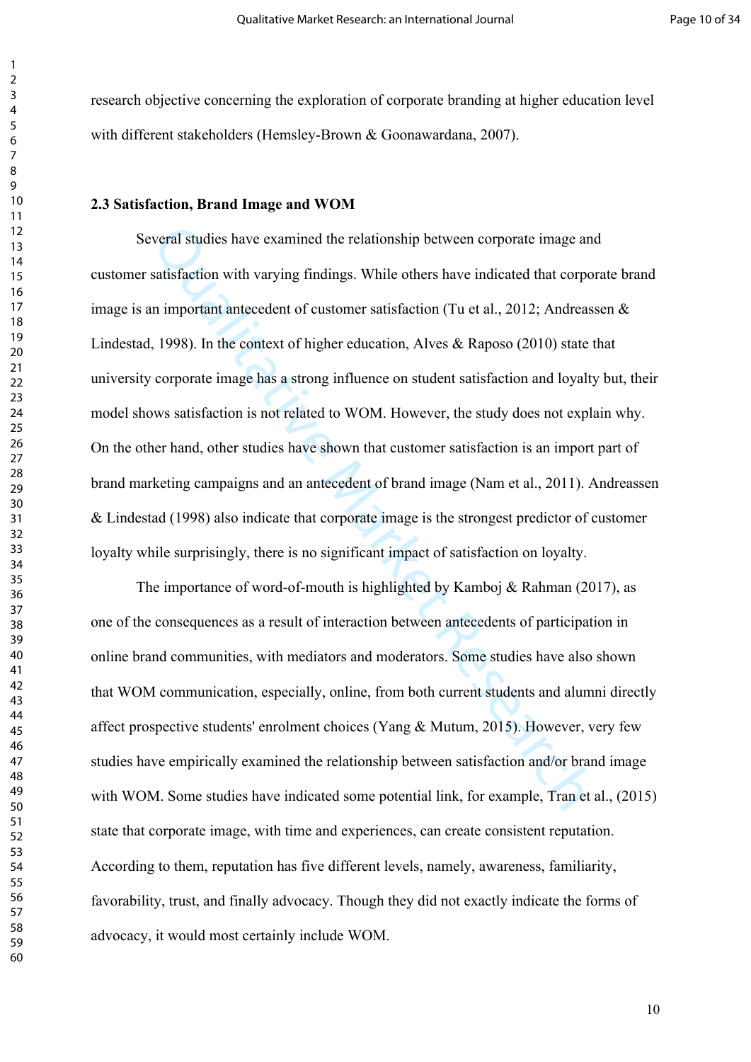research objective concerning the exploration of corporate branding at higher education level with different stakeholders (Hemsley-Brown & Goonawardana, 2007).

### 2.3 Satisfaction, Brand Image and WOM

Several studies have examined the relationship between corporate image and customer satisfaction with varying findings. While others have indicated that corporate brand image is an important antecedent of customer satisfaction (Tu et al., 2012; Andreassen & Lindestad, 1998). In the context of higher education, Alves & Raposo (2010) state that university corporate image has a strong influence on student satisfaction and loyalty but, their model shows satisfaction is not related to WOM. However, the study does not explain why. On the other hand, other studies have shown that customer satisfaction is an import part of brand marketing campaigns and an antecedent of brand image (Nam et al., 2011). Andreassen & Lindestad (1998) also indicate that corporate image is the strongest predictor of customer loyalty while surprisingly, there is no significant impact of satisfaction on loyalty.

The importance of word-of-mouth is highlighted by Kamboj & Rahman (2017), as one of the consequences as a result of interaction between antecedents of participation in online brand communities, with mediators and moderators. Some studies have also shown that WOM communication, especially, online, from both current students and alumni directly affect prospective students' enrolment choices (Yang & Mutum, 2015). However, very few studies have empirically examined the relationship between satisfaction and/or brand image with WOM. Some studies have indicated some potential link, for example, Tran et al., (2015) state that corporate image, with time and experiences, can create consistent reputation. According to them, reputation has five different levels, namely, awareness, familiarity, favorability, trust, and finally advocacy. Though they did not exactly indicate the forms of advocacy, it would most certainly include WOM.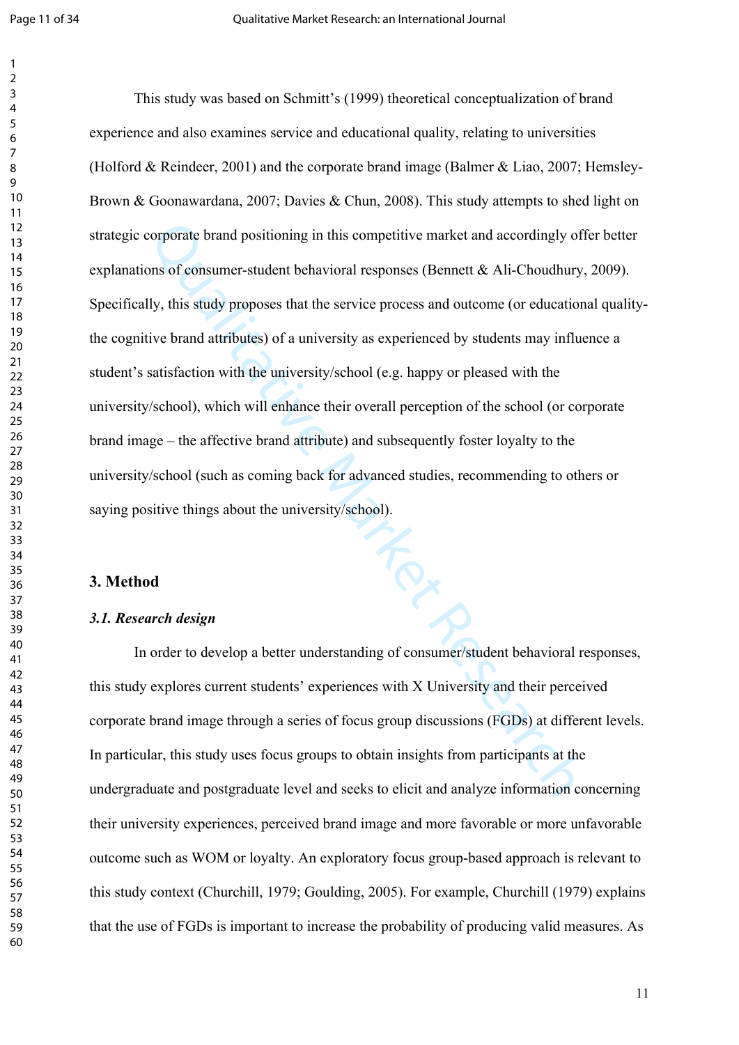This study was based on Schmitt's (1999) theoretical conceptualization of brand experience and also examines service and educational quality, relating to universities (Holford & Reindeer, 2001) and the corporate brand image (Balmer & Liao, 2007; Hemsley-Brown & Goonawardana, 2007; Davies & Chun, 2008). This study attempts to shed light on strategic corporate brand positioning in this competitive market and accordingly offer better explanations of consumer-student behavioral responses (Bennett & Ali-Choudhury, 2009). Specifically, this study proposes that the service process and outcome (or educational quality-the cognitive brand attributes) of a university as experienced by students may influence a student's satisfaction with the university/school (e.g. happy or pleased with the university/school), which will enhance their overall perception of the school (or corporate brand image – the affective brand attribute) and subsequently foster loyalty to the university/school (such as coming back for advanced studies, recommending to others or saying positive things about the university/school).

## 3. Method

### *3.1. Research design*

In order to develop a better understanding of consumer/student behavioral responses, this study explores current students' experiences with X University and their perceived corporate brand image through a series of focus group discussions (FGDs) at different levels. In particular, this study uses focus groups to obtain insights from participants at the undergraduate and postgraduate level and seeks to elicit and analyze information concerning their university experiences, perceived brand image and more favorable or more unfavorable outcome such as WOM or loyalty. An exploratory focus group-based approach is relevant to this study context (Churchill, 1979; Goulding, 2005). For example, Churchill (1979) explains that the use of FGDs is important to increase the probability of producing valid measures. As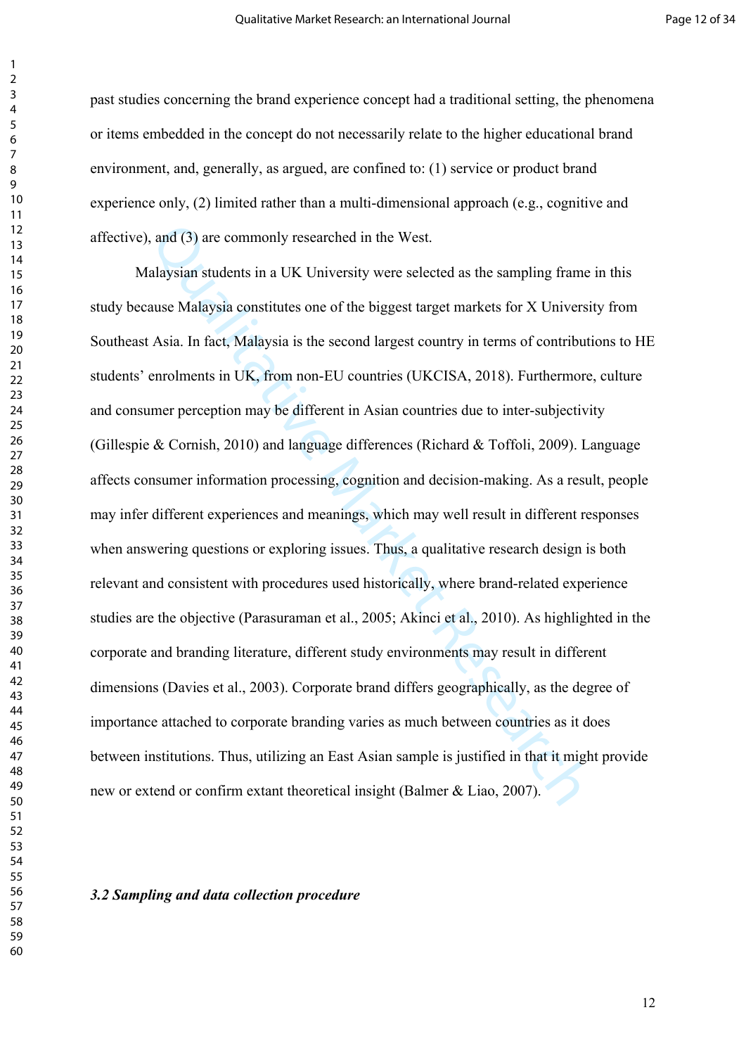past studies concerning the brand experience concept had a traditional setting, the phenomena or items embedded in the concept do not necessarily relate to the higher educational brand environment, and, generally, as argued, are confined to: (1) service or product brand experience only, (2) limited rather than a multi-dimensional approach (e.g., cognitive and affective), and (3) are commonly researched in the West.

Malaysian students in a UK University were selected as the sampling frame in this study because Malaysia constitutes one of the biggest target markets for X University from Southeast Asia. In fact, Malaysia is the second largest country in terms of contributions to HE students' enrolments in UK, from non-EU countries (UKCISA, 2018). Furthermore, culture and consumer perception may be different in Asian countries due to inter-subjectivity (Gillespie & Cornish, 2010) and language differences (Richard & Toffoli, 2009). Language affects consumer information processing, cognition and decision-making. As a result, people may infer different experiences and meanings, which may well result in different responses when answering questions or exploring issues. Thus, a qualitative research design is both relevant and consistent with procedures used historically, where brand-related experience studies are the objective (Parasuraman et al., 2005; Akinci et al., 2010). As highlighted in the corporate and branding literature, different study environments may result in different dimensions (Davies et al., 2003). Corporate brand differs geographically, as the degree of importance attached to corporate branding varies as much between countries as it does between institutions. Thus, utilizing an East Asian sample is justified in that it might provide new or extend or confirm extant theoretical insight (Balmer & Liao, 2007).

### *3.2 Sampling and data collection procedure*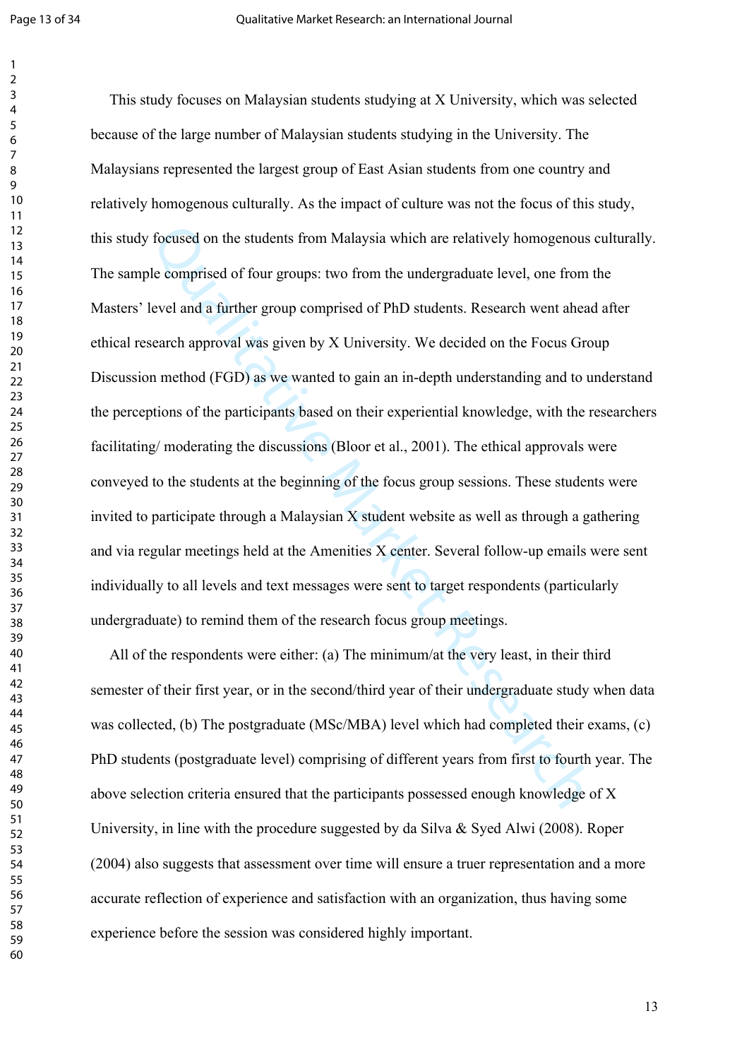This study focuses on Malaysian students studying at X University, which was selected because of the large number of Malaysian students studying in the University. The Malaysians represented the largest group of East Asian students from one country and relatively homogenous culturally. As the impact of culture was not the focus of this study, this study focused on the students from Malaysia which are relatively homogenous culturally. The sample comprised of four groups: two from the undergraduate level, one from the Masters' level and a further group comprised of PhD students. Research went ahead after ethical research approval was given by X University. We decided on the Focus Group Discussion method (FGD) as we wanted to gain an in-depth understanding and to understand the perceptions of the participants based on their experiential knowledge, with the researchers facilitating/ moderating the discussions (Bloor et al., 2001). The ethical approvals were conveyed to the students at the beginning of the focus group sessions. These students were invited to participate through a Malaysian X student website as well as through a gathering and via regular meetings held at the Amenities X center. Several follow-up emails were sent individually to all levels and text messages were sent to target respondents (particularly undergraduate) to remind them of the research focus group meetings.

All of the respondents were either: (a) The minimum/at the very least, in their third semester of their first year, or in the second/third year of their undergraduate study when data was collected, (b) The postgraduate (MSc/MBA) level which had completed their exams, (c) PhD students (postgraduate level) comprising of different years from first to fourth year. The above selection criteria ensured that the participants possessed enough knowledge of X University, in line with the procedure suggested by da Silva & Syed Alwi (2008). Roper (2004) also suggests that assessment over time will ensure a truer representation and a more accurate reflection of experience and satisfaction with an organization, thus having some experience before the session was considered highly important.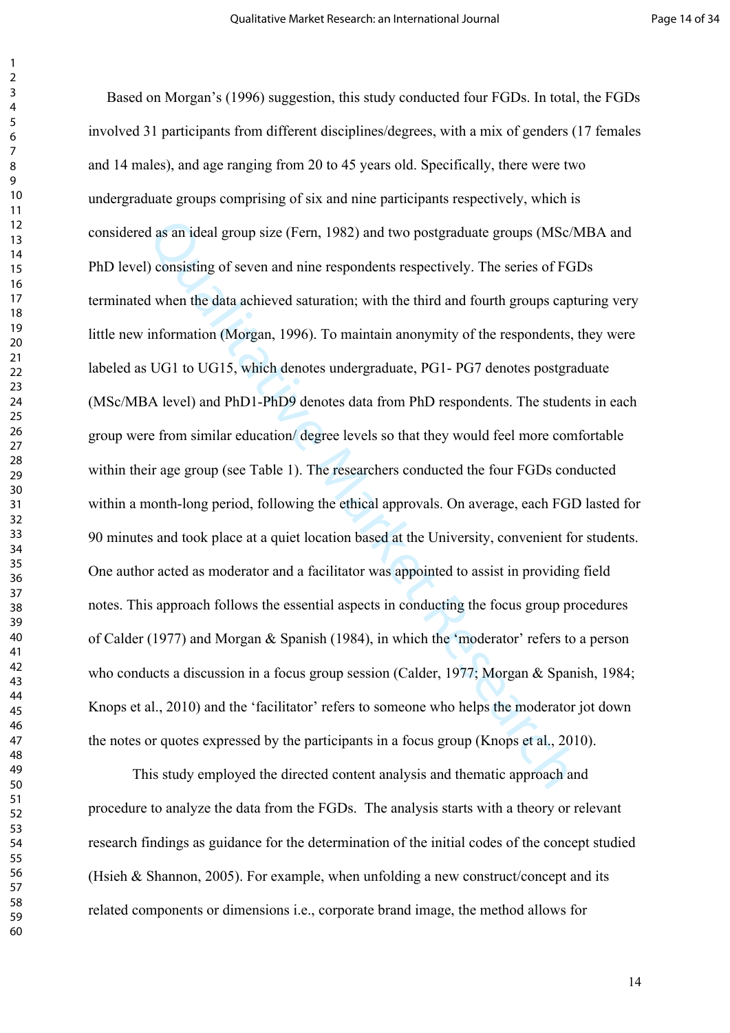Based on Morgan's (1996) suggestion, this study conducted four FGDs. In total, the FGDs involved 31 participants from different disciplines/degrees, with a mix of genders (17 females and 14 males), and age ranging from 20 to 45 years old. Specifically, there were two undergraduate groups comprising of six and nine participants respectively, which is considered as an ideal group size (Fern, 1982) and two postgraduate groups (MSc/MBA and PhD level) consisting of seven and nine respondents respectively. The series of FGDs terminated when the data achieved saturation; with the third and fourth groups capturing very little new information (Morgan, 1996). To maintain anonymity of the respondents, they were labeled as UG1 to UG15, which denotes undergraduate, PG1- PG7 denotes postgraduate (MSc/MBA level) and PhD1-PhD9 denotes data from PhD respondents. The students in each group were from similar education/ degree levels so that they would feel more comfortable within their age group (see Table 1). The researchers conducted the four FGDs conducted within a month-long period, following the ethical approvals. On average, each FGD lasted for 90 minutes and took place at a quiet location based at the University, convenient for students. One author acted as moderator and a facilitator was appointed to assist in providing field notes. This approach follows the essential aspects in conducting the focus group procedures of Calder (1977) and Morgan & Spanish (1984), in which the 'moderator' refers to a person who conducts a discussion in a focus group session (Calder, 1977; Morgan & Spanish, 1984; Knops et al., 2010) and the 'facilitator' refers to someone who helps the moderator jot down the notes or quotes expressed by the participants in a focus group (Knops et al., 2010).

This study employed the directed content analysis and thematic approach and procedure to analyze the data from the FGDs. The analysis starts with a theory or relevant research findings as guidance for the determination of the initial codes of the concept studied (Hsieh & Shannon, 2005). For example, when unfolding a new construct/concept and its related components or dimensions i.e., corporate brand image, the method allows for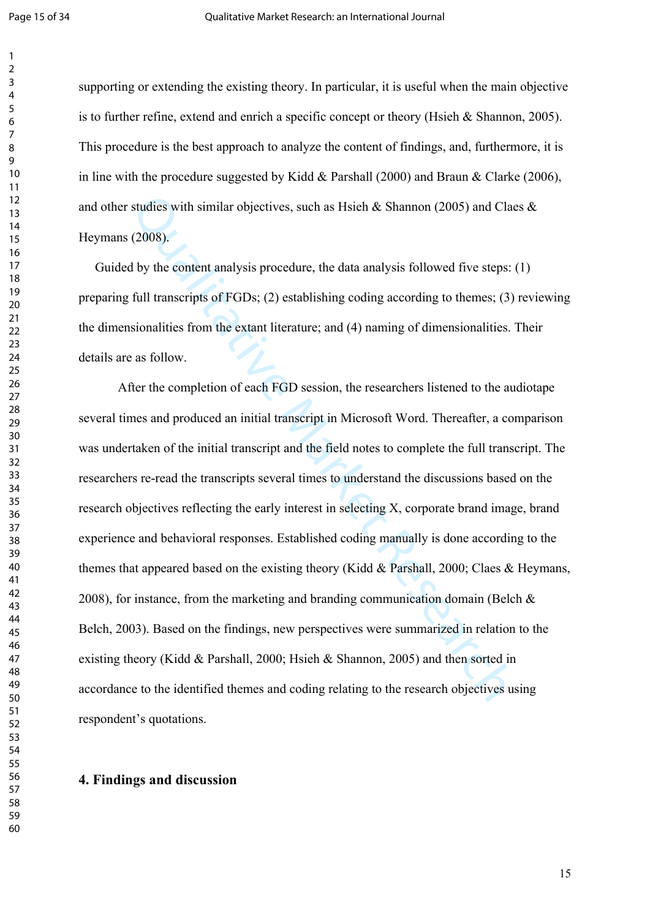supporting or extending the existing theory. In particular, it is useful when the main objective is to further refine, extend and enrich a specific concept or theory (Hsieh & Shannon, 2005). This procedure is the best approach to analyze the content of findings, and, furthermore, it is in line with the procedure suggested by Kidd & Parshall (2000) and Braun & Clarke (2006), and other studies with similar objectives, such as Hsieh & Shannon (2005) and Claes & Heymans (2008).

Guided by the content analysis procedure, the data analysis followed five steps: (1) preparing full transcripts of FGDs; (2) establishing coding according to themes; (3) reviewing the dimensionalities from the extant literature; and (4) naming of dimensionalities. Their details are as follow.

After the completion of each FGD session, the researchers listened to the audiotape several times and produced an initial transcript in Microsoft Word. Thereafter, a comparison was undertaken of the initial transcript and the field notes to complete the full transcript. The researchers re-read the transcripts several times to understand the discussions based on the research objectives reflecting the early interest in selecting X, corporate brand image, brand experience and behavioral responses. Established coding manually is done according to the themes that appeared based on the existing theory (Kidd & Parshall, 2000; Claes & Heymans, 2008), for instance, from the marketing and branding communication domain (Belch & Belch, 2003). Based on the findings, new perspectives were summarized in relation to the existing theory (Kidd & Parshall, 2000; Hsieh & Shannon, 2005) and then sorted in accordance to the identified themes and coding relating to the research objectives using respondent's quotations.

## 4. Findings and discussion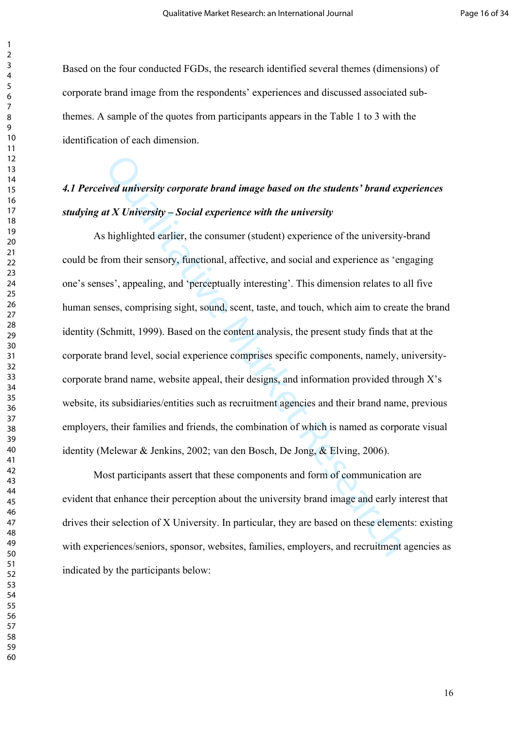Based on the four conducted FGDs, the research identified several themes (dimensions) of corporate brand image from the respondents' experiences and discussed associated sub-themes. A sample of the quotes from participants appears in the Table 1 to 3 with the identification of each dimension.

### *4.1 Perceived university corporate brand image based on the students' brand experiences studying at X University – Social experience with the university*

As highlighted earlier, the consumer (student) experience of the university-brand could be from their sensory, functional, affective, and social and experience as 'engaging one's senses', appealing, and 'perceptually interesting'. This dimension relates to all five human senses, comprising sight, sound, scent, taste, and touch, which aim to create the brand identity (Schmitt, 1999). Based on the content analysis, the present study finds that at the corporate brand level, social experience comprises specific components, namely, university-corporate brand name, website appeal, their designs, and information provided through X's website, its subsidiaries/entities such as recruitment agencies and their brand name, previous employers, their families and friends, the combination of which is named as corporate visual identity (Melewar & Jenkins, 2002; van den Bosch, De Jong, & Elving, 2006).

Most participants assert that these components and form of communication are evident that enhance their perception about the university brand image and early interest that drives their selection of X University. In particular, they are based on these elements: existing with experiences/seniors, sponsor, websites, families, employers, and recruitment agencies as indicated by the participants below: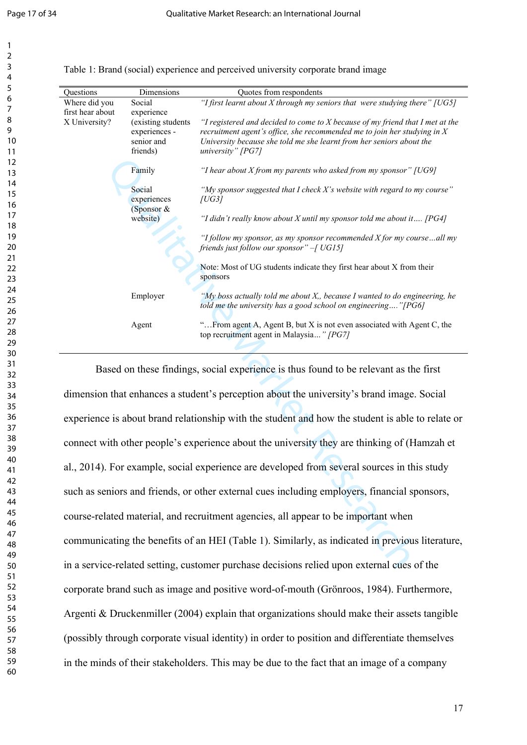Table 1: Brand (social) experience and perceived university corporate brand image

| Questions | Dimensions | Quotes from respondents |
|---|---|---|
| Where did you first hear about X University? | Social experience (existing students experiences - senior and friends) | *"I first learnt about X through my seniors that were studying there" [UG5]* <br><br> *"I registered and decided to come to X because of my friend that I met at the recruitment agent's office, she recommended me to join her studying in X University because she told me she learnt from her seniors about the university" [PG7]* |
| | Family | *"I hear about X from my parents who asked from my sponsor" [UG9]* |
| | Social experiences (Sponsor & website) | *"My sponsor suggested that I check X's website with regard to my course" [UG3]* <br><br> *"I didn't really know about X until my sponsor told me about it…. [PG4]* <br><br> *"I follow my sponsor, as my sponsor recommended X for my course…all my friends just follow our sponsor" –[ UG15]* <br><br> Note: Most of UG students indicate they first hear about X from their sponsors |
| | Employer | *"My boss actually told me about X,, because I wanted to do engineering, he told me the university has a good school on engineering…."[PG6]* |
| | Agent | "…From agent A, Agent B, but X is not even associated with Agent C, the top recruitment agent in Malaysia…" *[PG7]* |

Based on these findings, social experience is thus found to be relevant as the first dimension that enhances a student's perception about the university's brand image. Social experience is about brand relationship with the student and how the student is able to relate or connect with other people's experience about the university they are thinking of (Hamzah et al., 2014). For example, social experience are developed from several sources in this study such as seniors and friends, or other external cues including employers, financial sponsors, course-related material, and recruitment agencies, all appear to be important when communicating the benefits of an HEI (Table 1). Similarly, as indicated in previous literature, in a service-related setting, customer purchase decisions relied upon external cues of the corporate brand such as image and positive word-of-mouth (Grönroos, 1984). Furthermore, Argenti & Druckenmiller (2004) explain that organizations should make their assets tangible (possibly through corporate visual identity) in order to position and differentiate themselves in the minds of their stakeholders. This may be due to the fact that an image of a company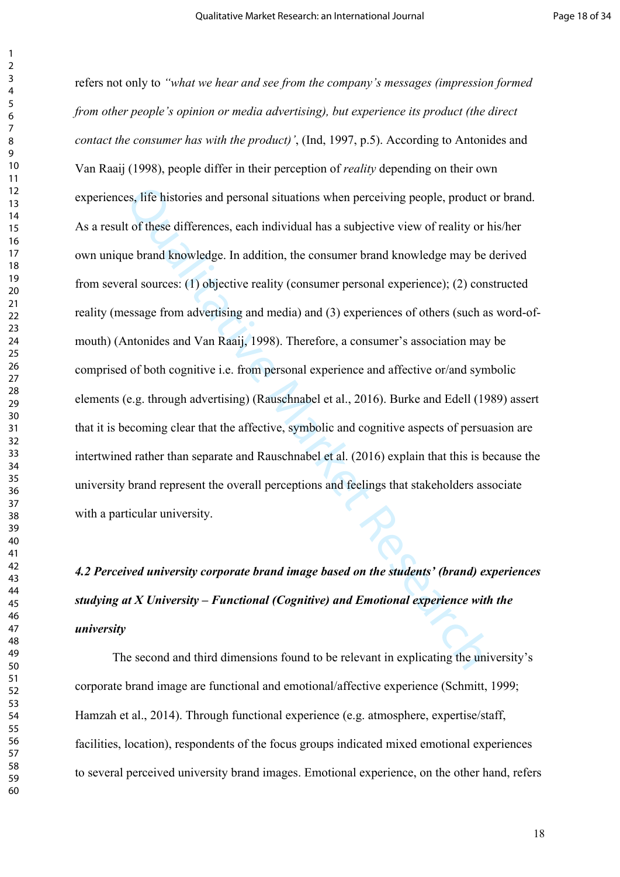refers not only to *"what we hear and see from the company's messages (impression formed from other people's opinion or media advertising), but experience its product (the direct contact the consumer has with the product)'*, (Ind, 1997, p.5). According to Antonides and Van Raaij (1998), people differ in their perception of *reality* depending on their own experiences, life histories and personal situations when perceiving people, product or brand. As a result of these differences, each individual has a subjective view of reality or his/her own unique brand knowledge. In addition, the consumer brand knowledge may be derived from several sources: (1) objective reality (consumer personal experience); (2) constructed reality (message from advertising and media) and (3) experiences of others (such as word-of-mouth) (Antonides and Van Raaij, 1998). Therefore, a consumer's association may be comprised of both cognitive i.e. from personal experience and affective or/and symbolic elements (e.g. through advertising) (Rauschnabel et al., 2016). Burke and Edell (1989) assert that it is becoming clear that the affective, symbolic and cognitive aspects of persuasion are intertwined rather than separate and Rauschnabel et al. (2016) explain that this is because the university brand represent the overall perceptions and feelings that stakeholders associate with a particular university.

### *4.2 Perceived university corporate brand image based on the students' (brand) experiences studying at X University – Functional (Cognitive) and Emotional experience with the university*

The second and third dimensions found to be relevant in explicating the university's corporate brand image are functional and emotional/affective experience (Schmitt, 1999; Hamzah et al., 2014). Through functional experience (e.g. atmosphere, expertise/staff, facilities, location), respondents of the focus groups indicated mixed emotional experiences to several perceived university brand images. Emotional experience, on the other hand, refers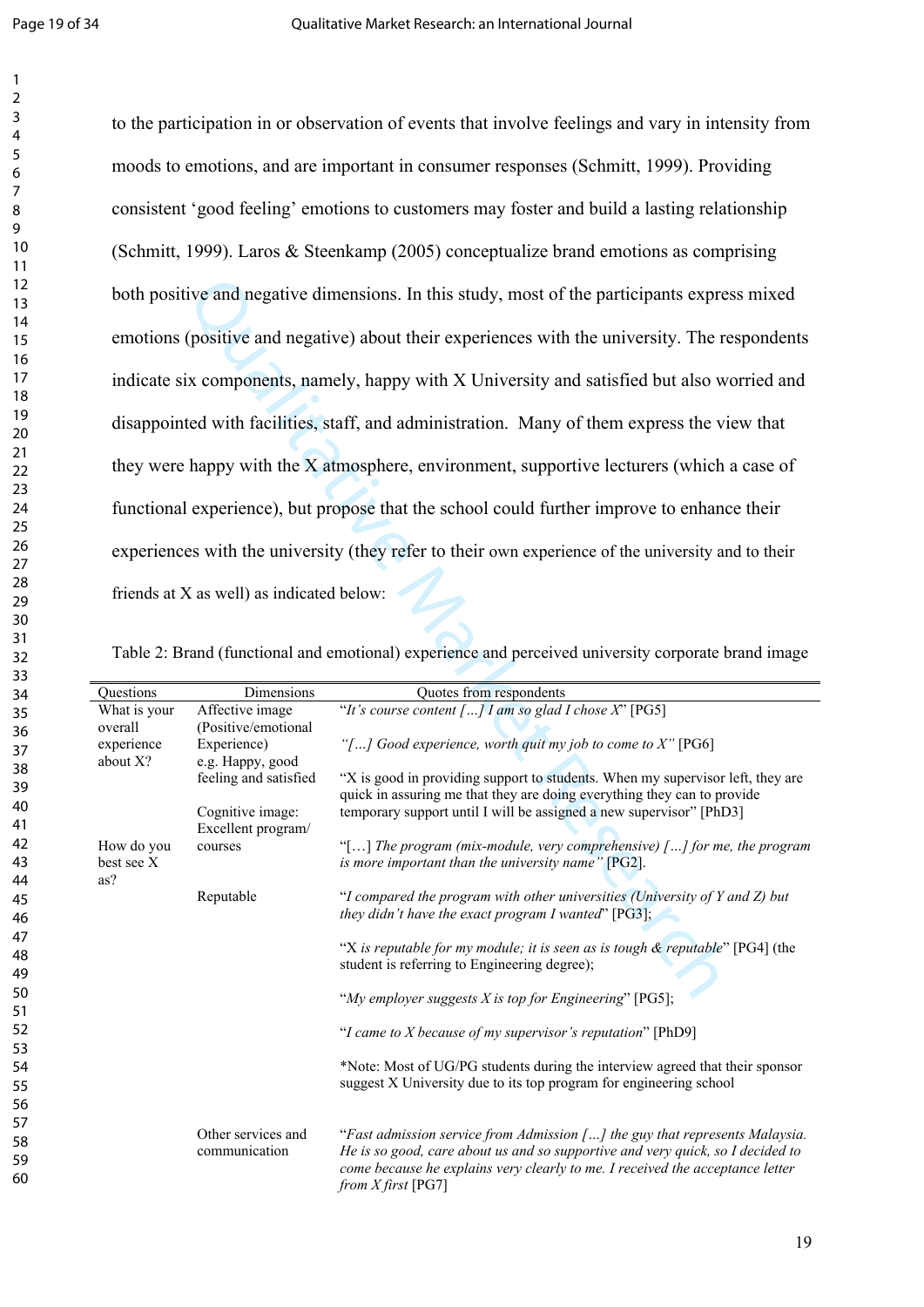to the participation in or observation of events that involve feelings and vary in intensity from moods to emotions, and are important in consumer responses (Schmitt, 1999). Providing consistent 'good feeling' emotions to customers may foster and build a lasting relationship (Schmitt, 1999). Laros & Steenkamp (2005) conceptualize brand emotions as comprising both positive and negative dimensions. In this study, most of the participants express mixed emotions (positive and negative) about their experiences with the university. The respondents indicate six components, namely, happy with X University and satisfied but also worried and disappointed with facilities, staff, and administration. Many of them express the view that they were happy with the X atmosphere, environment, supportive lecturers (which a case of functional experience), but propose that the school could further improve to enhance their experiences with the university (they refer to their own experience of the university and to their friends at X as well) as indicated below:

Table 2: Brand (functional and emotional) experience and perceived university corporate brand image

| Questions | Dimensions | Quotes from respondents |
|---|---|---|
| What is your overall experience about X? | Affective image (Positive/emotional Experience) e.g. Happy, good feeling and satisfied | "*It's course content […] I am so glad I chose X*" [PG5] |
| | | *"[…] Good experience, worth quit my job to come to X"* [PG6] |
| | | "X is good in providing support to students. When my supervisor left, they are quick in assuring me that they are doing everything they can to provide temporary support until I will be assigned a new supervisor" [PhD3] |
| How do you best see X as? | Cognitive image: Excellent program/ courses | "[…] *The program (mix-module, very comprehensive) […] for me, the program is more important than the university name"* [PG2]. |
| | Reputable | "*I compared the program with other universities (University of Y and Z) but they didn't have the exact program I wanted*" [PG3]; |
| | | "X *is reputable for my module; it is seen as is tough & reputable*" [PG4] (the student is referring to Engineering degree); |
| | | "*My employer suggests X is top for Engineering*" [PG5]; |
| | | "*I came to X because of my supervisor's reputation*" [PhD9] |
| | | *Note: Most of UG/PG students during the interview agreed that their sponsor suggest X University due to its top program for engineering school |
| | Other services and communication | "*Fast admission service from Admission […] the guy that represents Malaysia. He is so good, care about us and so supportive and very quick, so I decided to come because he explains very clearly to me. I received the acceptance letter from X first* [PG7] |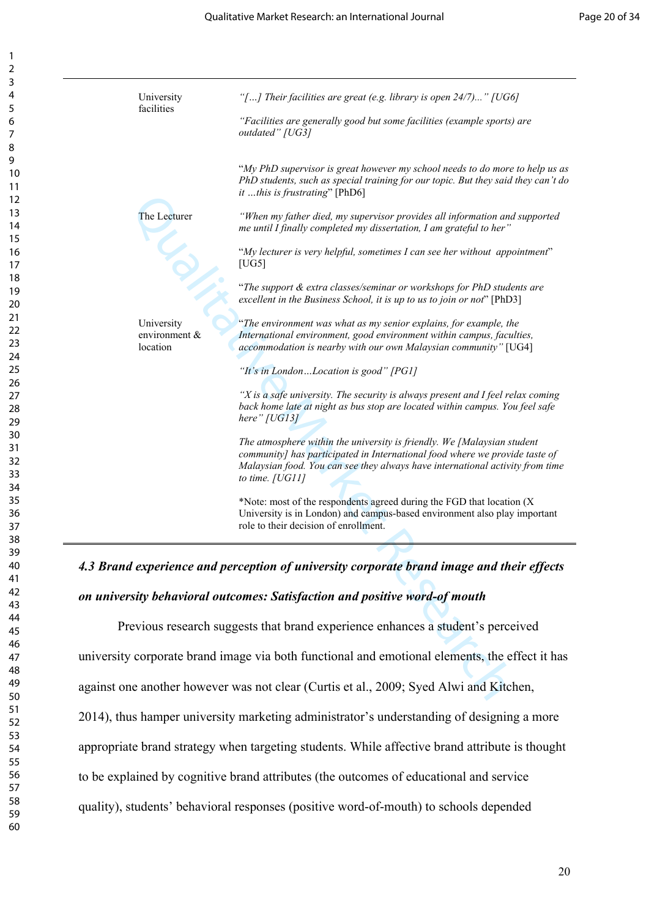| | |
|---|---|
| University facilities | *"[…] Their facilities are great (e.g. library is open 24/7)..." [UG6]* |
| | *"Facilities are generally good but some facilities (example sports) are outdated" [UG3]* |
| | "*My PhD supervisor is great however my school needs to do more to help us as PhD students, such as special training for our topic. But they said they can't do it …this is frustrating*" [PhD6] |
| The Lecturer | *"When my father died, my supervisor provides all information and supported me until I finally completed my dissertation, I am grateful to her"* |
| | "*My lecturer is very helpful, sometimes I can see her without appointment*" [UG5] |
| | "*The support & extra classes/seminar or workshops for PhD students are excellent in the Business School, it is up to us to join or not*" [PhD3] |
| University environment & location | "*The environment was what as my senior explains, for example, the International environment, good environment within campus, faculties, accommodation is nearby with our own Malaysian community"* [UG4] |
| | *"It's in London…Location is good" [PG1]* |
| | *"X is a safe university. The security is always present and I feel relax coming back home late at night as bus stop are located within campus. You feel safe here" [UG13]* |
| | *The atmosphere within the university is friendly. We [Malaysian student community] has participated in International food where we provide taste of Malaysian food. You can see they always have international activity from time to time. [UG11]* |
| | *Note: most of the respondents agreed during the FGD that location (X University is in London) and campus-based environment also play important role to their decision of enrollment. |

#### *4.3 Brand experience and perception of university corporate brand image and their effects on university behavioral outcomes: Satisfaction and positive word-of mouth*

Previous research suggests that brand experience enhances a student's perceived university corporate brand image via both functional and emotional elements, the effect it has against one another however was not clear (Curtis et al., 2009; Syed Alwi and Kitchen, 2014), thus hamper university marketing administrator's understanding of designing a more appropriate brand strategy when targeting students. While affective brand attribute is thought to be explained by cognitive brand attributes (the outcomes of educational and service quality), students' behavioral responses (positive word-of-mouth) to schools depended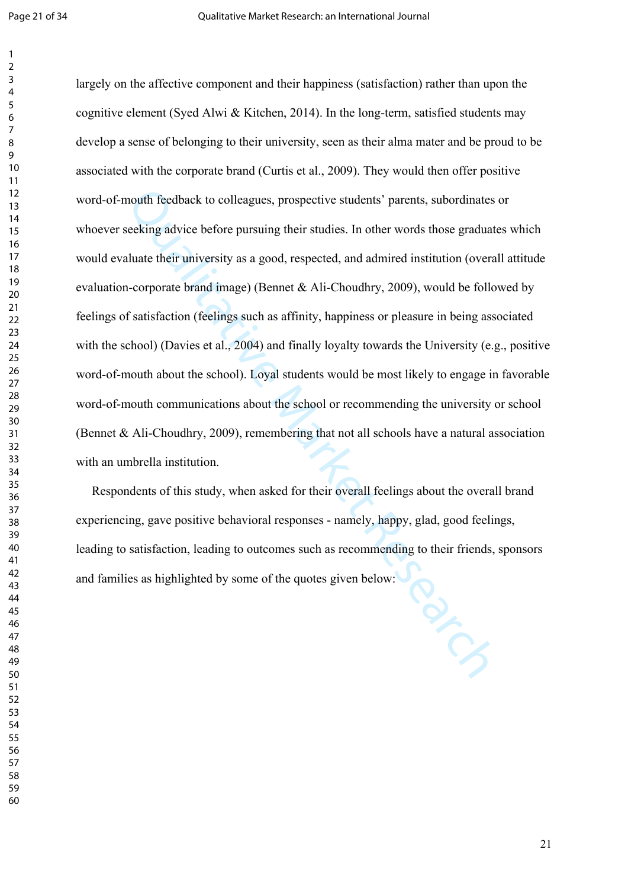largely on the affective component and their happiness (satisfaction) rather than upon the cognitive element (Syed Alwi & Kitchen, 2014). In the long-term, satisfied students may develop a sense of belonging to their university, seen as their alma mater and be proud to be associated with the corporate brand (Curtis et al., 2009). They would then offer positive word-of-mouth feedback to colleagues, prospective students' parents, subordinates or whoever seeking advice before pursuing their studies. In other words those graduates which would evaluate their university as a good, respected, and admired institution (overall attitude evaluation-corporate brand image) (Bennet & Ali-Choudhry, 2009), would be followed by feelings of satisfaction (feelings such as affinity, happiness or pleasure in being associated with the school) (Davies et al., 2004) and finally loyalty towards the University (e.g., positive word-of-mouth about the school). Loyal students would be most likely to engage in favorable word-of-mouth communications about the school or recommending the university or school (Bennet & Ali-Choudhry, 2009), remembering that not all schools have a natural association with an umbrella institution.

Respondents of this study, when asked for their overall feelings about the overall brand experiencing, gave positive behavioral responses - namely, happy, glad, good feelings, leading to satisfaction, leading to outcomes such as recommending to their friends, sponsors and families as highlighted by some of the quotes given below: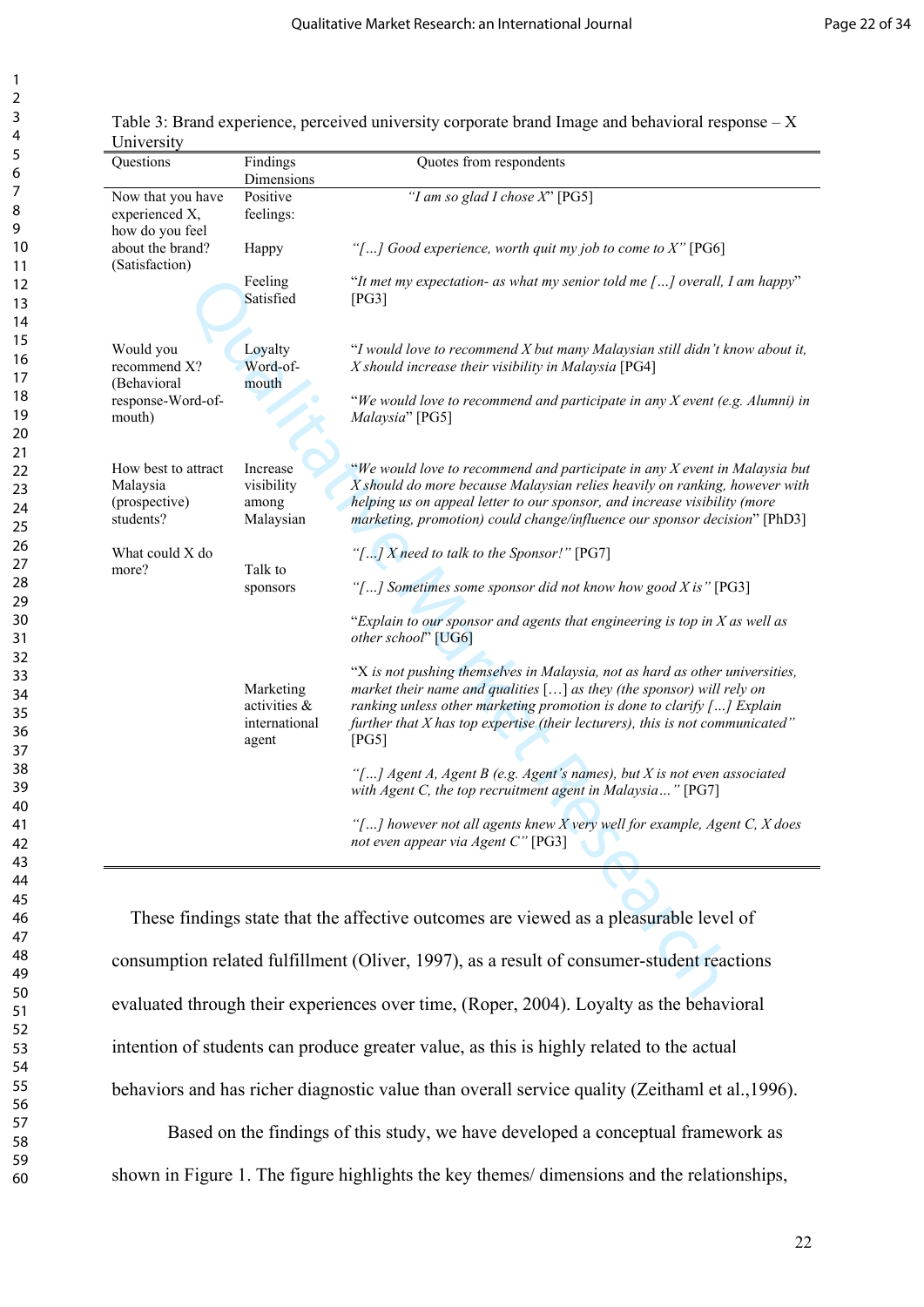Table 3: Brand experience, perceived university corporate brand Image and behavioral response – X University

| Questions | Findings Dimensions | Quotes from respondents |
|---|---|---|
| Now that you have experienced X, how do you feel about the brand? (Satisfaction) | Positive feelings: | *"I am so glad I chose X"* [PG5] |
| | Happy | *"[…] Good experience, worth quit my job to come to X"* [PG6] |
| | Feeling Satisfied | "*It met my expectation- as what my senior told me […] overall, I am happy*" [PG3] |
| Would you recommend X? (Behavioral response-Word-of-mouth) | Loyalty Word-of-mouth | "*I would love to recommend X but many Malaysian still didn't know about it, X should increase their visibility in Malaysia* [PG4] |
| | | "*We would love to recommend and participate in any X event (e.g. Alumni) in Malaysia*" [PG5] |
| How best to attract Malaysia (prospective) students? | Increase visibility among Malaysian | "*We would love to recommend and participate in any X event in Malaysia but X should do more because Malaysian relies heavily on ranking, however with helping us on appeal letter to our sponsor, and increase visibility (more marketing, promotion) could change/influence our sponsor decision*" [PhD3] |
| What could X do more? | Talk to sponsors | *"[…] X need to talk to the Sponsor!"* [PG7] |
| | | *"[…] Sometimes some sponsor did not know how good X is"* [PG3] |
| | | "*Explain to our sponsor and agents that engineering is top in X as well as other school*" [UG6] |
| | Marketing activities & international agent | "X *is not pushing themselves in Malaysia, not as hard as other universities, market their name and qualities […] as they (the sponsor) will rely on ranking unless other marketing promotion is done to clarify […] Explain further that X has top expertise (their lecturers), this is not communicated"* [PG5] |
| | | *"[…] Agent A, Agent B (e.g. Agent's names), but X is not even associated with Agent C, the top recruitment agent in Malaysia…"* [PG7] |
| | | *"[…] however not all agents knew X very well for example, Agent C, X does not even appear via Agent C"* [PG3] |

These findings state that the affective outcomes are viewed as a pleasurable level of consumption related fulfillment (Oliver, 1997), as a result of consumer-student reactions evaluated through their experiences over time, (Roper, 2004). Loyalty as the behavioral intention of students can produce greater value, as this is highly related to the actual behaviors and has richer diagnostic value than overall service quality (Zeithaml et al.,1996).

Based on the findings of this study, we have developed a conceptual framework as shown in Figure 1. The figure highlights the key themes/ dimensions and the relationships,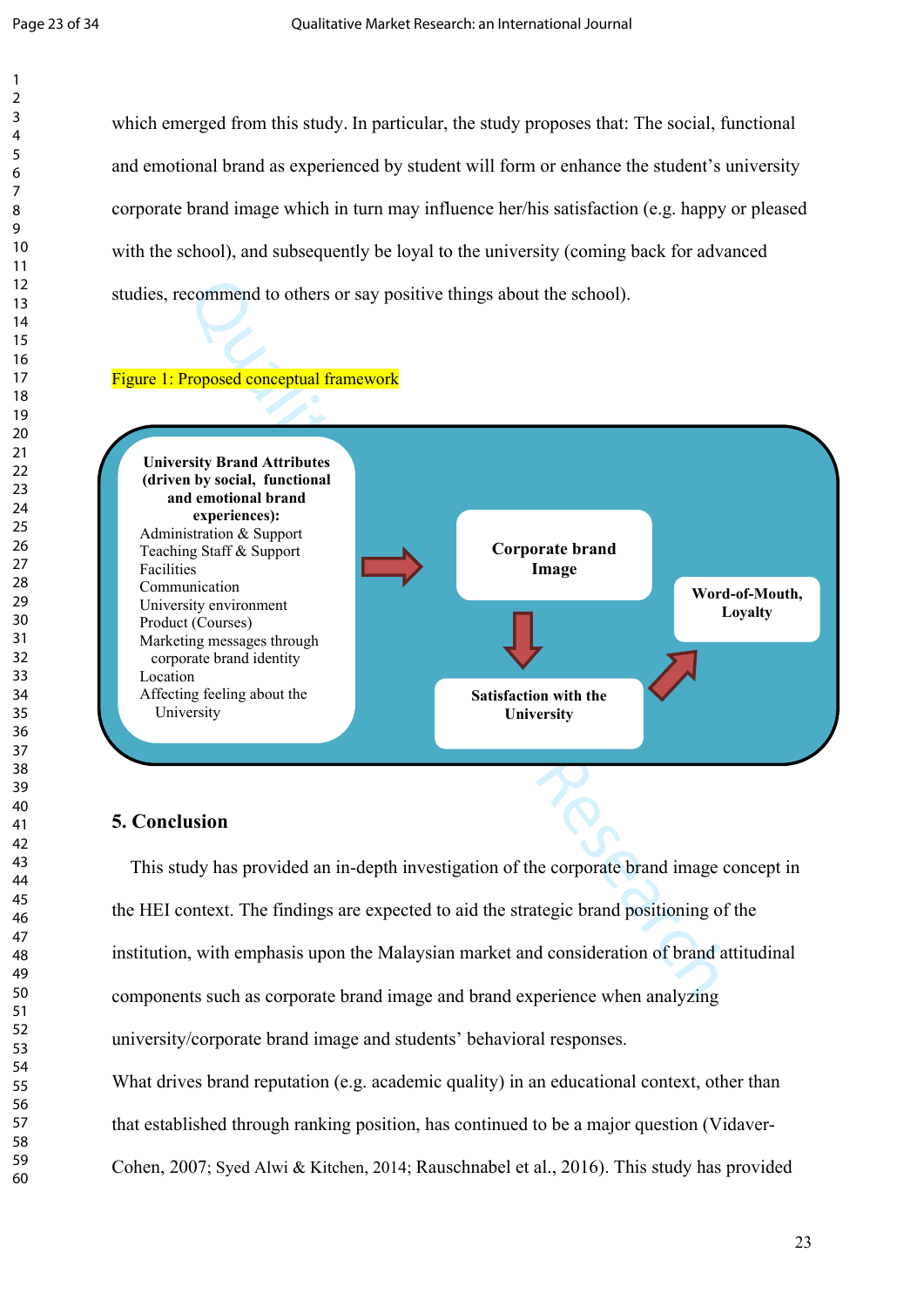which emerged from this study. In particular, the study proposes that: The social, functional and emotional brand as experienced by student will form or enhance the student's university corporate brand image which in turn may influence her/his satisfaction (e.g. happy or pleased with the school), and subsequently be loyal to the university (coming back for advanced studies, recommend to others or say positive things about the school).

Figure 1: Proposed conceptual framework

**University Brand Attributes (driven by social, functional and emotional brand experiences):**
Administration & Support
Teaching Staff & Support
Facilities
Communication
University environment
Product (Courses)
Marketing messages through corporate brand identity
Location
Affecting feeling about the University

**Corporate brand Image**

**Satisfaction with the University**

**Word-of-Mouth, Loyalty**

## 5. Conclusion

This study has provided an in-depth investigation of the corporate brand image concept in the HEI context. The findings are expected to aid the strategic brand positioning of the institution, with emphasis upon the Malaysian market and consideration of brand attitudinal components such as corporate brand image and brand experience when analyzing university/corporate brand image and students' behavioral responses.

What drives brand reputation (e.g. academic quality) in an educational context, other than that established through ranking position, has continued to be a major question (Vidaver-Cohen, 2007; Syed Alwi & Kitchen, 2014; Rauschnabel et al., 2016). This study has provided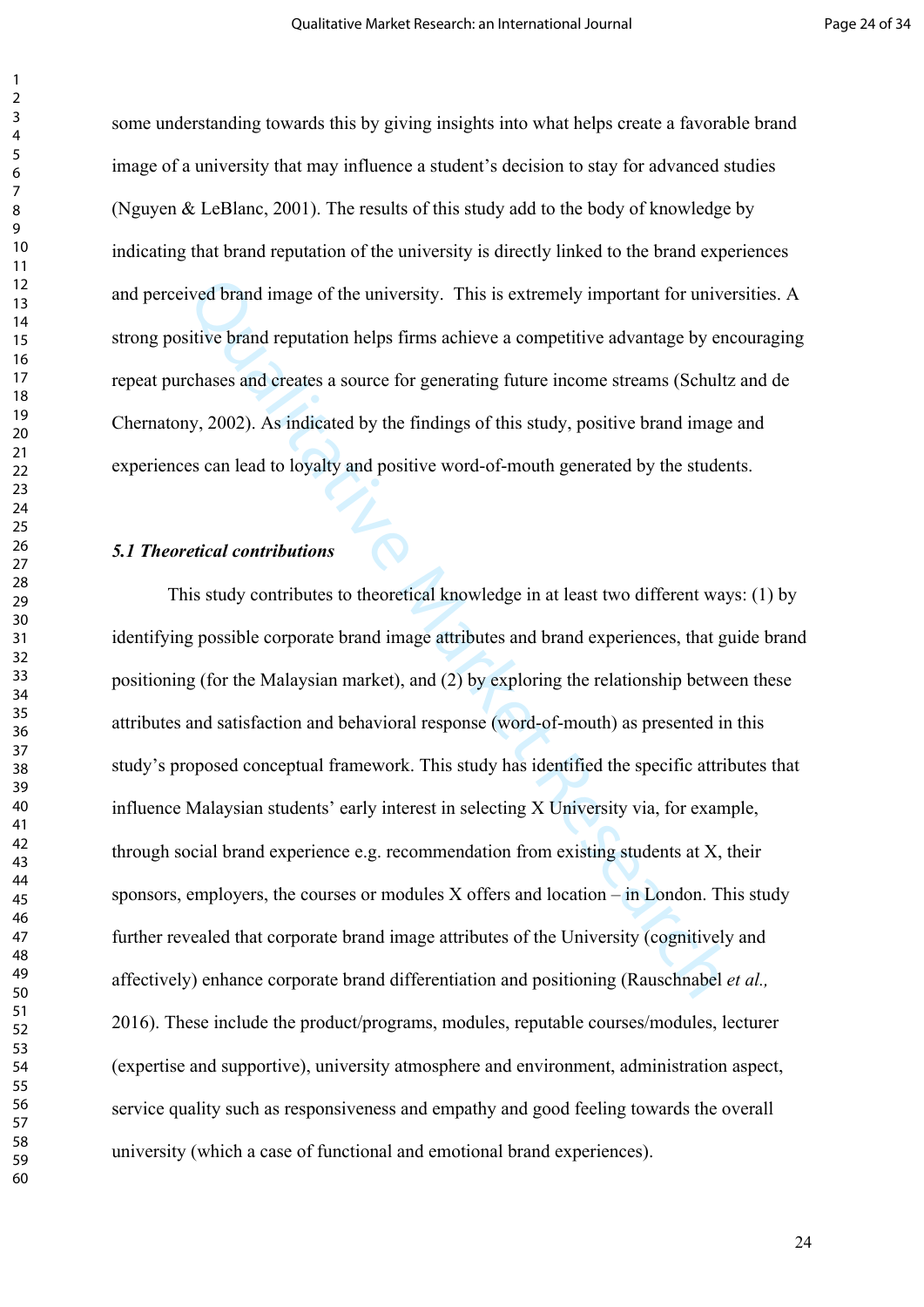some understanding towards this by giving insights into what helps create a favorable brand image of a university that may influence a student's decision to stay for advanced studies (Nguyen & LeBlanc, 2001). The results of this study add to the body of knowledge by indicating that brand reputation of the university is directly linked to the brand experiences and perceived brand image of the university. This is extremely important for universities. A strong positive brand reputation helps firms achieve a competitive advantage by encouraging repeat purchases and creates a source for generating future income streams (Schultz and de Chernatony, 2002). As indicated by the findings of this study, positive brand image and experiences can lead to loyalty and positive word-of-mouth generated by the students.

### *5.1 Theoretical contributions*

This study contributes to theoretical knowledge in at least two different ways: (1) by identifying possible corporate brand image attributes and brand experiences, that guide brand positioning (for the Malaysian market), and (2) by exploring the relationship between these attributes and satisfaction and behavioral response (word-of-mouth) as presented in this study's proposed conceptual framework. This study has identified the specific attributes that influence Malaysian students' early interest in selecting X University via, for example, through social brand experience e.g. recommendation from existing students at X, their sponsors, employers, the courses or modules X offers and location – in London. This study further revealed that corporate brand image attributes of the University (cognitively and affectively) enhance corporate brand differentiation and positioning (Rauschnabel *et al.,* 2016). These include the product/programs, modules, reputable courses/modules, lecturer (expertise and supportive), university atmosphere and environment, administration aspect, service quality such as responsiveness and empathy and good feeling towards the overall university (which a case of functional and emotional brand experiences).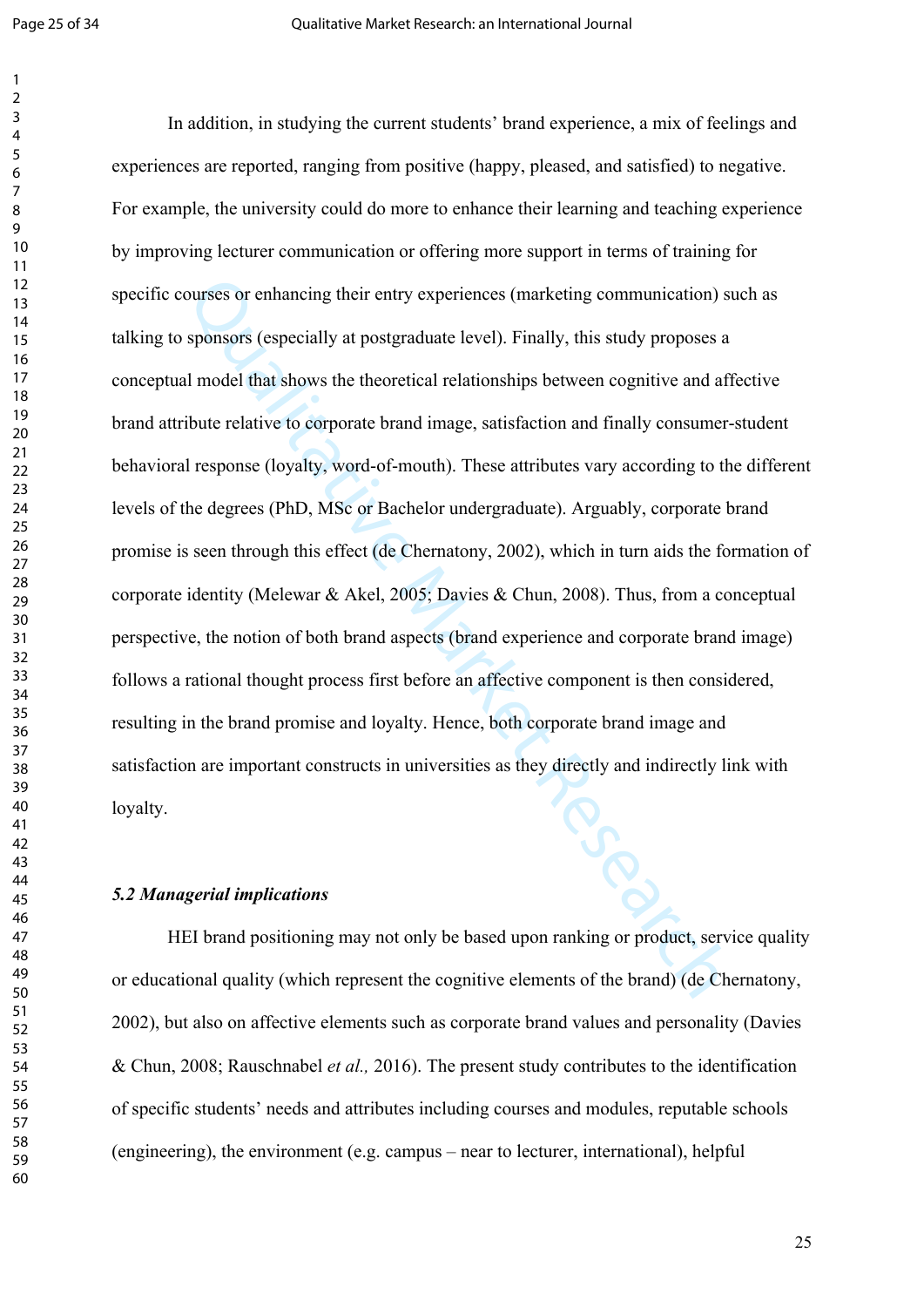In addition, in studying the current students' brand experience, a mix of feelings and experiences are reported, ranging from positive (happy, pleased, and satisfied) to negative. For example, the university could do more to enhance their learning and teaching experience by improving lecturer communication or offering more support in terms of training for specific courses or enhancing their entry experiences (marketing communication) such as talking to sponsors (especially at postgraduate level). Finally, this study proposes a conceptual model that shows the theoretical relationships between cognitive and affective brand attribute relative to corporate brand image, satisfaction and finally consumer-student behavioral response (loyalty, word-of-mouth). These attributes vary according to the different levels of the degrees (PhD, MSc or Bachelor undergraduate). Arguably, corporate brand promise is seen through this effect (de Chernatony, 2002), which in turn aids the formation of corporate identity (Melewar & Akel, 2005; Davies & Chun, 2008). Thus, from a conceptual perspective, the notion of both brand aspects (brand experience and corporate brand image) follows a rational thought process first before an affective component is then considered, resulting in the brand promise and loyalty. Hence, both corporate brand image and satisfaction are important constructs in universities as they directly and indirectly link with loyalty.

### *5.2 Managerial implications*

HEI brand positioning may not only be based upon ranking or product, service quality or educational quality (which represent the cognitive elements of the brand) (de Chernatony, 2002), but also on affective elements such as corporate brand values and personality (Davies & Chun, 2008; Rauschnabel *et al.,* 2016). The present study contributes to the identification of specific students' needs and attributes including courses and modules, reputable schools (engineering), the environment (e.g. campus – near to lecturer, international), helpful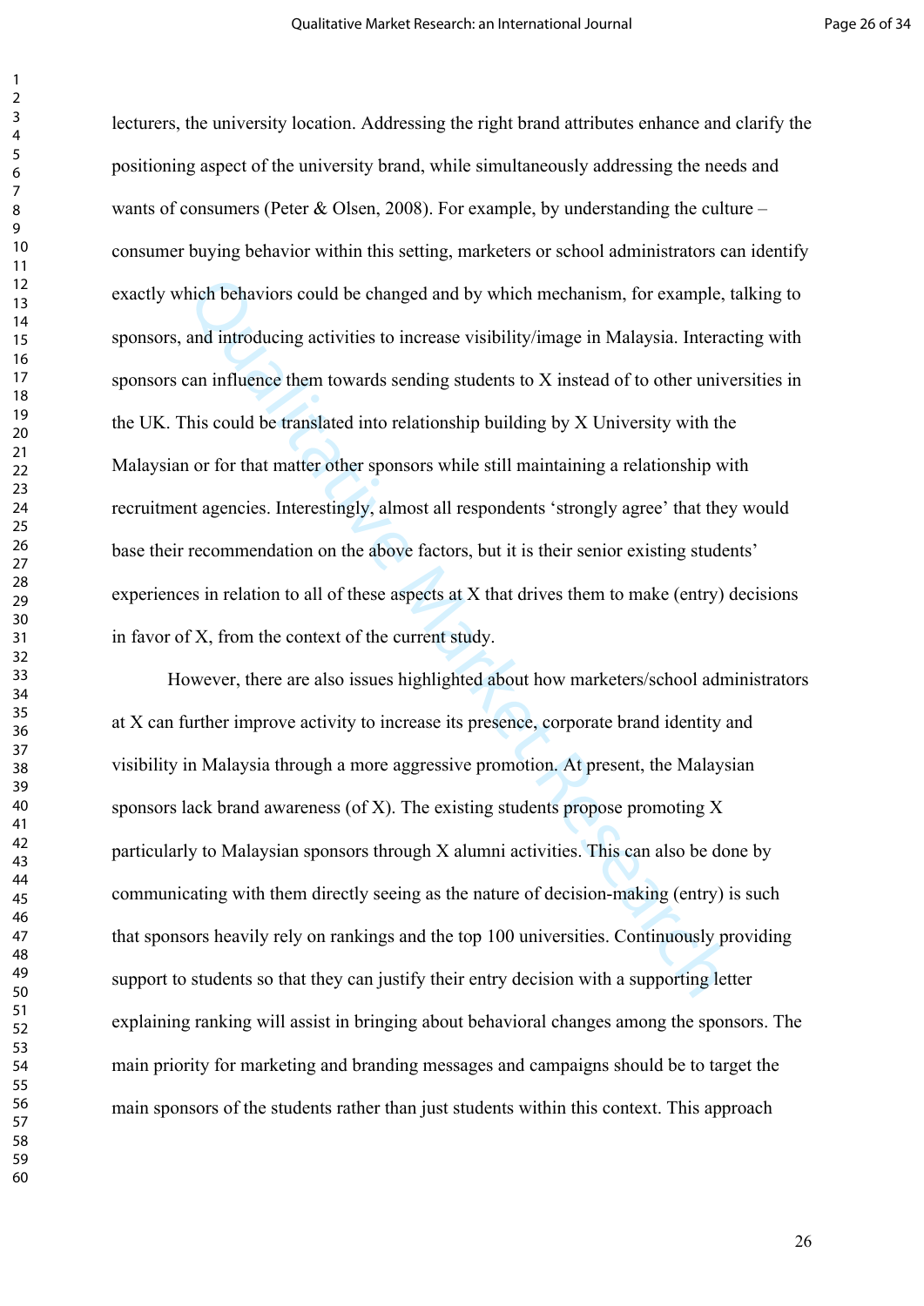lecturers, the university location. Addressing the right brand attributes enhance and clarify the positioning aspect of the university brand, while simultaneously addressing the needs and wants of consumers (Peter & Olsen, 2008). For example, by understanding the culture – consumer buying behavior within this setting, marketers or school administrators can identify exactly which behaviors could be changed and by which mechanism, for example, talking to sponsors, and introducing activities to increase visibility/image in Malaysia. Interacting with sponsors can influence them towards sending students to X instead of to other universities in the UK. This could be translated into relationship building by X University with the Malaysian or for that matter other sponsors while still maintaining a relationship with recruitment agencies. Interestingly, almost all respondents 'strongly agree' that they would base their recommendation on the above factors, but it is their senior existing students' experiences in relation to all of these aspects at X that drives them to make (entry) decisions in favor of X, from the context of the current study.

However, there are also issues highlighted about how marketers/school administrators at X can further improve activity to increase its presence, corporate brand identity and visibility in Malaysia through a more aggressive promotion. At present, the Malaysian sponsors lack brand awareness (of X). The existing students propose promoting X particularly to Malaysian sponsors through X alumni activities. This can also be done by communicating with them directly seeing as the nature of decision-making (entry) is such that sponsors heavily rely on rankings and the top 100 universities. Continuously providing support to students so that they can justify their entry decision with a supporting letter explaining ranking will assist in bringing about behavioral changes among the sponsors. The main priority for marketing and branding messages and campaigns should be to target the main sponsors of the students rather than just students within this context. This approach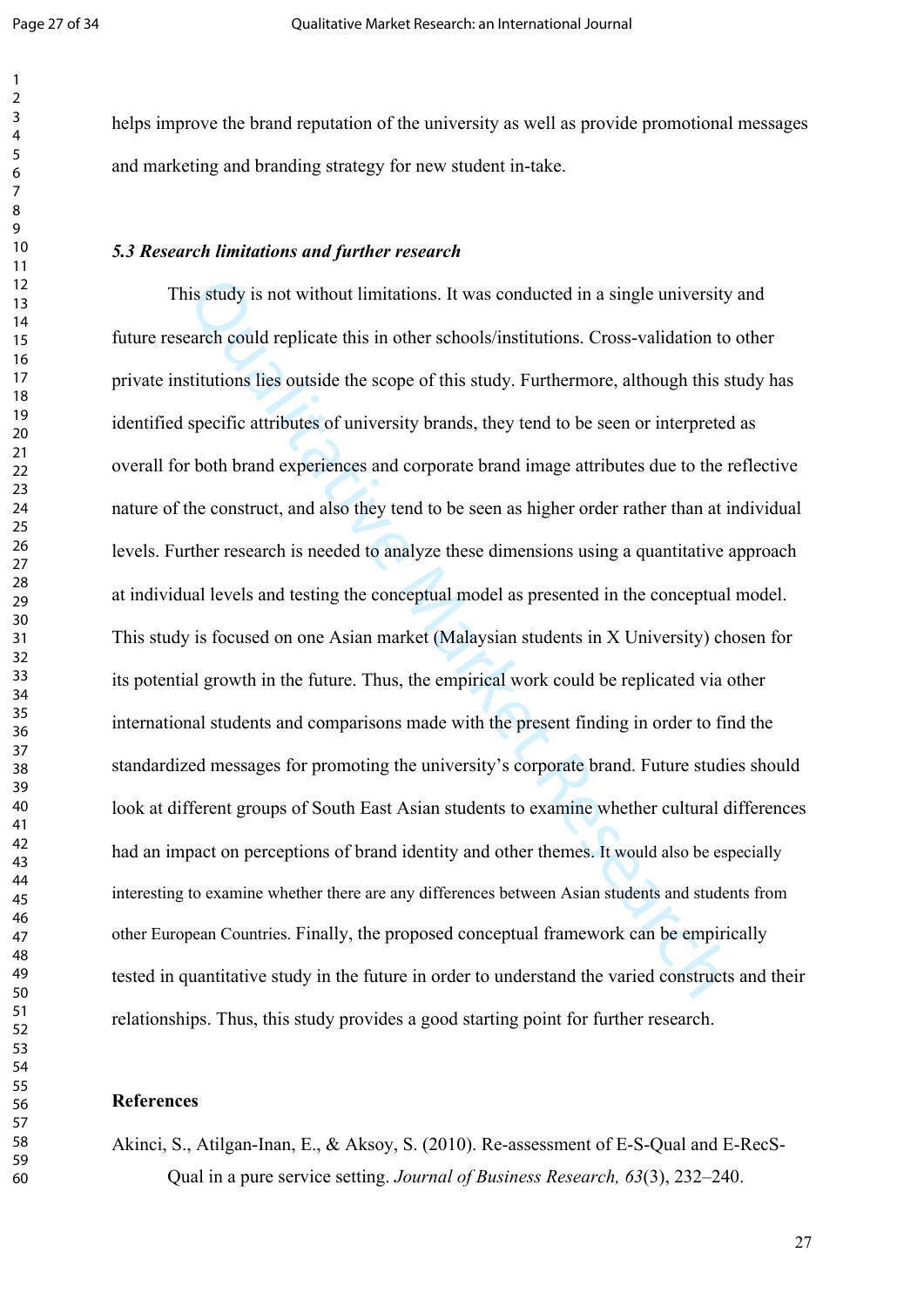helps improve the brand reputation of the university as well as provide promotional messages and marketing and branding strategy for new student in-take.

### *5.3 Research limitations and further research*

This study is not without limitations. It was conducted in a single university and future research could replicate this in other schools/institutions. Cross-validation to other private institutions lies outside the scope of this study. Furthermore, although this study has identified specific attributes of university brands, they tend to be seen or interpreted as overall for both brand experiences and corporate brand image attributes due to the reflective nature of the construct, and also they tend to be seen as higher order rather than at individual levels. Further research is needed to analyze these dimensions using a quantitative approach at individual levels and testing the conceptual model as presented in the conceptual model. This study is focused on one Asian market (Malaysian students in X University) chosen for its potential growth in the future. Thus, the empirical work could be replicated via other international students and comparisons made with the present finding in order to find the standardized messages for promoting the university's corporate brand. Future studies should look at different groups of South East Asian students to examine whether cultural differences had an impact on perceptions of brand identity and other themes. It would also be especially interesting to examine whether there are any differences between Asian students and students from other European Countries. Finally, the proposed conceptual framework can be empirically tested in quantitative study in the future in order to understand the varied constructs and their relationships. Thus, this study provides a good starting point for further research.

## References

Akinci, S., Atilgan-Inan, E., & Aksoy, S. (2010). Re-assessment of E-S-Qual and E-RecS-Qual in a pure service setting. *Journal of Business Research, 63*(3), 232–240.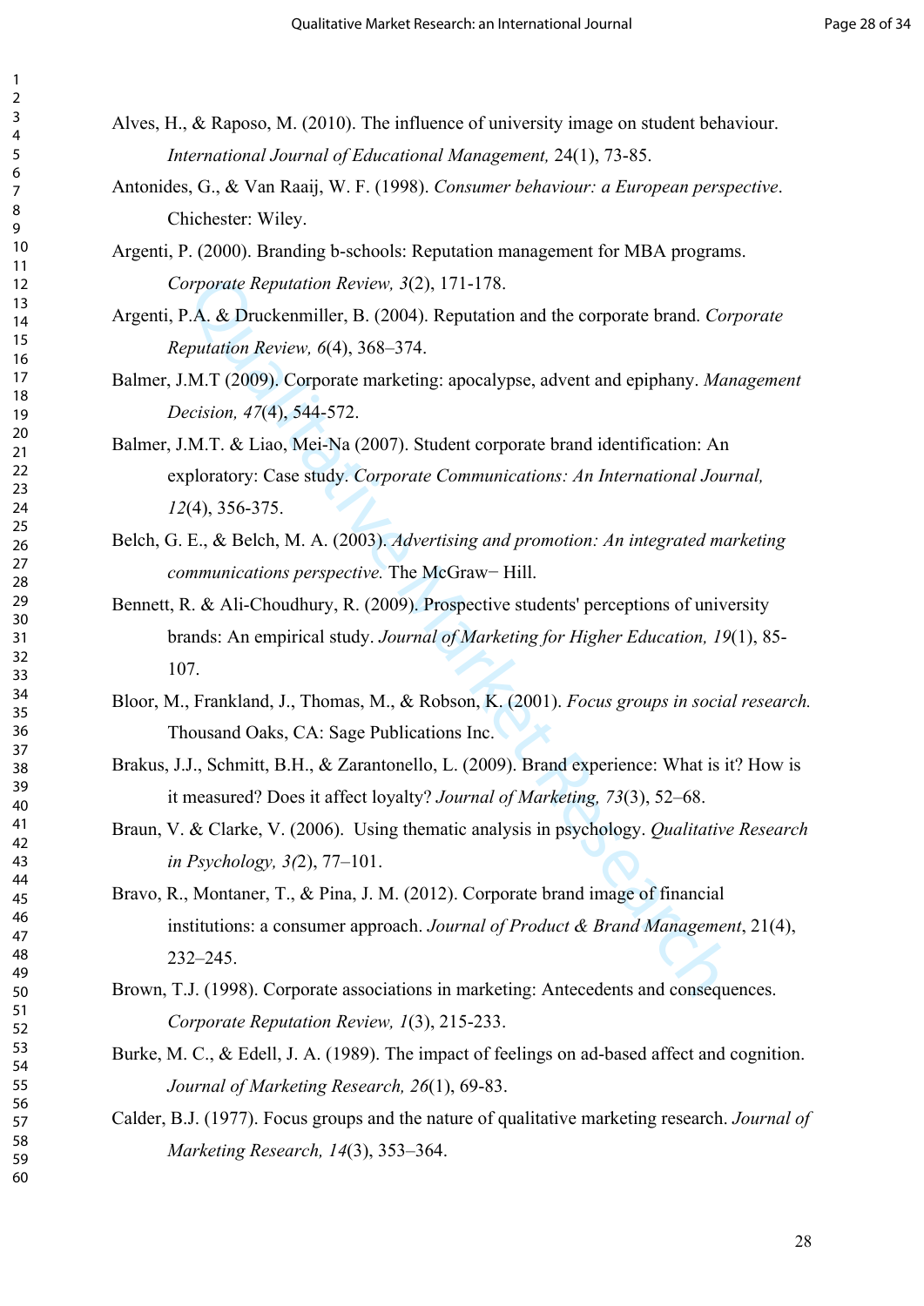Alves, H., & Raposo, M. (2010). The influence of university image on student behaviour. *International Journal of Educational Management,* 24(1), 73-85.

Antonides, G., & Van Raaij, W. F. (1998). *Consumer behaviour: a European perspective*. Chichester: Wiley.

Argenti, P. (2000). Branding b-schools: Reputation management for MBA programs. *Corporate Reputation Review, 3*(2), 171-178.

Argenti, P.A. & Druckenmiller, B. (2004). Reputation and the corporate brand. *Corporate Reputation Review, 6*(4), 368–374.

Balmer, J.M.T (2009). Corporate marketing: apocalypse, advent and epiphany. *Management Decision, 47*(4), 544-572.

Balmer, J.M.T. & Liao, Mei-Na (2007). Student corporate brand identification: An exploratory: Case study. *Corporate Communications: An International Journal, 12*(4), 356-375.

Belch, G. E., & Belch, M. A. (2003). *Advertising and promotion: An integrated marketing communications perspective.* The McGraw− Hill.

Bennett, R. & Ali-Choudhury, R. (2009). Prospective students' perceptions of university brands: An empirical study. *Journal of Marketing for Higher Education, 19*(1), 85-107.

Bloor, M., Frankland, J., Thomas, M., & Robson, K. (2001). *Focus groups in social research.* Thousand Oaks, CA: Sage Publications Inc.

Brakus, J.J., Schmitt, B.H., & Zarantonello, L. (2009). Brand experience: What is it? How is it measured? Does it affect loyalty? *Journal of Marketing, 73*(3), 52–68.

Braun, V. & Clarke, V. (2006). Using thematic analysis in psychology. *Qualitative Research in Psychology, 3(*2), 77–101.

Bravo, R., Montaner, T., & Pina, J. M. (2012). Corporate brand image of financial institutions: a consumer approach. *Journal of Product & Brand Management*, 21(4), 232–245.

Brown, T.J. (1998). Corporate associations in marketing: Antecedents and consequences. *Corporate Reputation Review, 1*(3), 215-233.

Burke, M. C., & Edell, J. A. (1989). The impact of feelings on ad-based affect and cognition. *Journal of Marketing Research, 26*(1), 69-83.

Calder, B.J. (1977). Focus groups and the nature of qualitative marketing research. *Journal of Marketing Research, 14*(3), 353–364.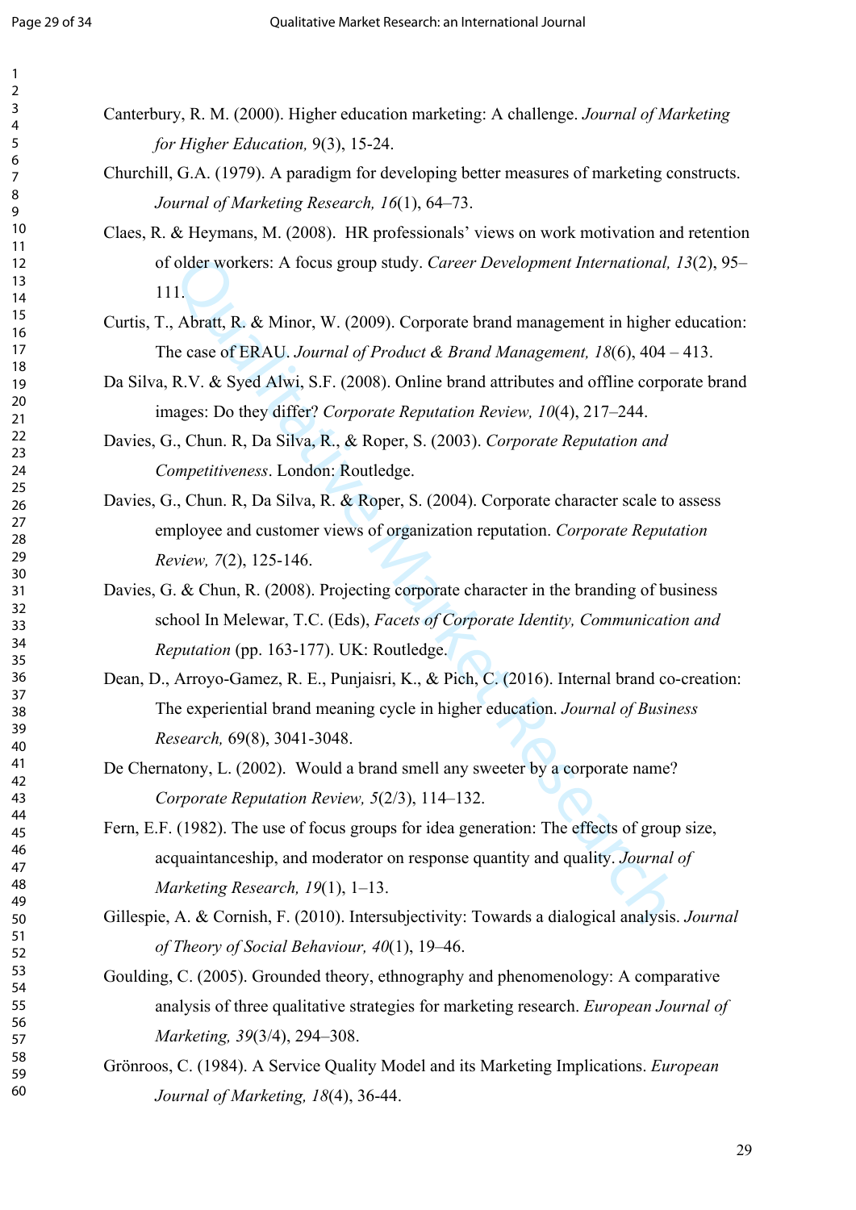Canterbury, R. M. (2000). Higher education marketing: A challenge. *Journal of Marketing for Higher Education,* 9(3), 15-24.

Churchill, G.A. (1979). A paradigm for developing better measures of marketing constructs. *Journal of Marketing Research, 16*(1), 64–73.

Claes, R. & Heymans, M. (2008). HR professionals' views on work motivation and retention of older workers: A focus group study. *Career Development International, 13*(2), 95–111.

Curtis, T., Abratt, R. & Minor, W. (2009). Corporate brand management in higher education: The case of ERAU. *Journal of Product & Brand Management, 18*(6), 404 – 413.

Da Silva, R.V. & Syed Alwi, S.F. (2008). Online brand attributes and offline corporate brand images: Do they differ? *Corporate Reputation Review, 10*(4), 217–244.

Davies, G., Chun. R, Da Silva, R., & Roper, S. (2003). *Corporate Reputation and Competitiveness*. London: Routledge.

Davies, G., Chun. R, Da Silva, R. & Roper, S. (2004). Corporate character scale to assess employee and customer views of organization reputation. *Corporate Reputation Review, 7*(2), 125-146.

Davies, G. & Chun, R. (2008). Projecting corporate character in the branding of business school In Melewar, T.C. (Eds), *Facets of Corporate Identity, Communication and Reputation* (pp. 163-177). UK: Routledge.

Dean, D., Arroyo-Gamez, R. E., Punjaisri, K., & Pich, C. (2016). Internal brand co-creation: The experiential brand meaning cycle in higher education. *Journal of Business Research,* 69(8), 3041-3048.

De Chernatony, L. (2002). Would a brand smell any sweeter by a corporate name? *Corporate Reputation Review, 5*(2/3), 114–132.

Fern, E.F. (1982). The use of focus groups for idea generation: The effects of group size, acquaintanceship, and moderator on response quantity and quality. *Journal of Marketing Research, 19*(1), 1–13.

Gillespie, A. & Cornish, F. (2010). Intersubjectivity: Towards a dialogical analysis. *Journal of Theory of Social Behaviour, 40*(1), 19–46.

Goulding, C. (2005). Grounded theory, ethnography and phenomenology: A comparative analysis of three qualitative strategies for marketing research. *European Journal of Marketing, 39*(3/4), 294–308.

Grönroos, C. (1984). A Service Quality Model and its Marketing Implications. *European Journal of Marketing, 18*(4), 36-44.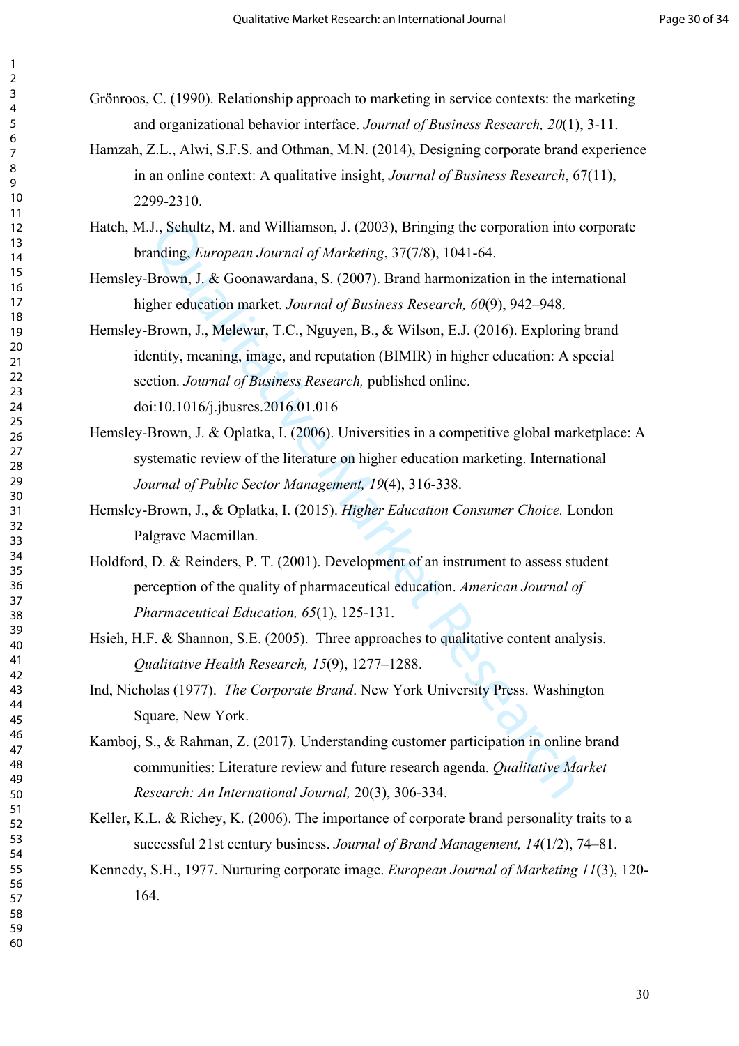Grönroos, C. (1990). Relationship approach to marketing in service contexts: the marketing and organizational behavior interface. *Journal of Business Research, 20*(1), 3-11.

Hamzah, Z.L., Alwi, S.F.S. and Othman, M.N. (2014), Designing corporate brand experience in an online context: A qualitative insight, *Journal of Business Research*, 67(11), 2299-2310.

Hatch, M.J., Schultz, M. and Williamson, J. (2003), Bringing the corporation into corporate branding, *European Journal of Marketing*, 37(7/8), 1041-64.

Hemsley-Brown, J. & Goonawardana, S. (2007). Brand harmonization in the international higher education market. *Journal of Business Research, 60*(9), 942–948.

Hemsley-Brown, J., Melewar, T.C., Nguyen, B., & Wilson, E.J. (2016). Exploring brand identity, meaning, image, and reputation (BIMIR) in higher education: A special section. *Journal of Business Research,* published online. doi:10.1016/j.jbusres.2016.01.016

Hemsley-Brown, J. & Oplatka, I. (2006). Universities in a competitive global marketplace: A systematic review of the literature on higher education marketing. International *Journal of Public Sector Management, 19*(4), 316-338.

Hemsley-Brown, J., & Oplatka, I. (2015). *Higher Education Consumer Choice.* London Palgrave Macmillan.

Holdford, D. & Reinders, P. T. (2001). Development of an instrument to assess student perception of the quality of pharmaceutical education. *American Journal of Pharmaceutical Education, 65*(1), 125-131.

Hsieh, H.F. & Shannon, S.E. (2005). Three approaches to qualitative content analysis. *Qualitative Health Research, 15*(9), 1277–1288.

Ind, Nicholas (1977). *The Corporate Brand*. New York University Press. Washington Square, New York.

Kamboj, S., & Rahman, Z. (2017). Understanding customer participation in online brand communities: Literature review and future research agenda. *Qualitative Market Research: An International Journal,* 20(3), 306-334.

Keller, K.L. & Richey, K. (2006). The importance of corporate brand personality traits to a successful 21st century business. *Journal of Brand Management, 14*(1/2), 74–81.

Kennedy, S.H., 1977. Nurturing corporate image. *European Journal of Marketing 11*(3), 120-164.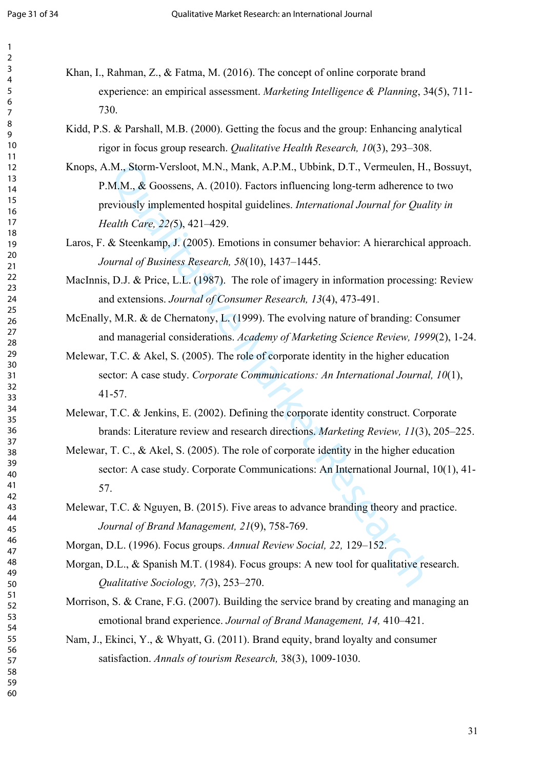Khan, I., Rahman, Z., & Fatma, M. (2016). The concept of online corporate brand experience: an empirical assessment. *Marketing Intelligence & Planning*, 34(5), 711-730.

Kidd, P.S. & Parshall, M.B. (2000). Getting the focus and the group: Enhancing analytical rigor in focus group research. *Qualitative Health Research, 10*(3), 293–308.

Knops, A.M., Storm-Versloot, M.N., Mank, A.P.M., Ubbink, D.T., Vermeulen, H., Bossuyt, P.M.M., & Goossens, A. (2010). Factors influencing long-term adherence to two previously implemented hospital guidelines. *International Journal for Quality in Health Care, 22(*5), 421–429.

Laros, F. & Steenkamp, J. (2005). Emotions in consumer behavior: A hierarchical approach. *Journal of Business Research, 58*(10), 1437–1445.

MacInnis, D.J. & Price, L.L. (1987). The role of imagery in information processing: Review and extensions. *Journal of Consumer Research, 13*(4), 473-491.

McEnally, M.R. & de Chernatony, L. (1999). The evolving nature of branding: Consumer and managerial considerations. *Academy of Marketing Science Review, 1999*(2), 1-24.

Melewar, T.C. & Akel, S. (2005). The role of corporate identity in the higher education sector: A case study. *Corporate Communications: An International Journal, 10*(1), 41-57.

Melewar, T.C. & Jenkins, E. (2002). Defining the corporate identity construct. Corporate brands: Literature review and research directions. *Marketing Review, 11*(3), 205–225.

Melewar, T. C., & Akel, S. (2005). The role of corporate identity in the higher education sector: A case study. Corporate Communications: An International Journal, 10(1), 41-57.

Melewar, T.C. & Nguyen, B. (2015). Five areas to advance branding theory and practice. *Journal of Brand Management, 21*(9), 758-769.

Morgan, D.L. (1996). Focus groups. *Annual Review Social, 22,* 129–152.

Morgan, D.L., & Spanish M.T. (1984). Focus groups: A new tool for qualitative research. *Qualitative Sociology, 7(*3), 253–270.

Morrison, S. & Crane, F.G. (2007). Building the service brand by creating and managing an emotional brand experience. *Journal of Brand Management, 14,* 410–421.

Nam, J., Ekinci, Y., & Whyatt, G. (2011). Brand equity, brand loyalty and consumer satisfaction. *Annals of tourism Research,* 38(3), 1009-1030.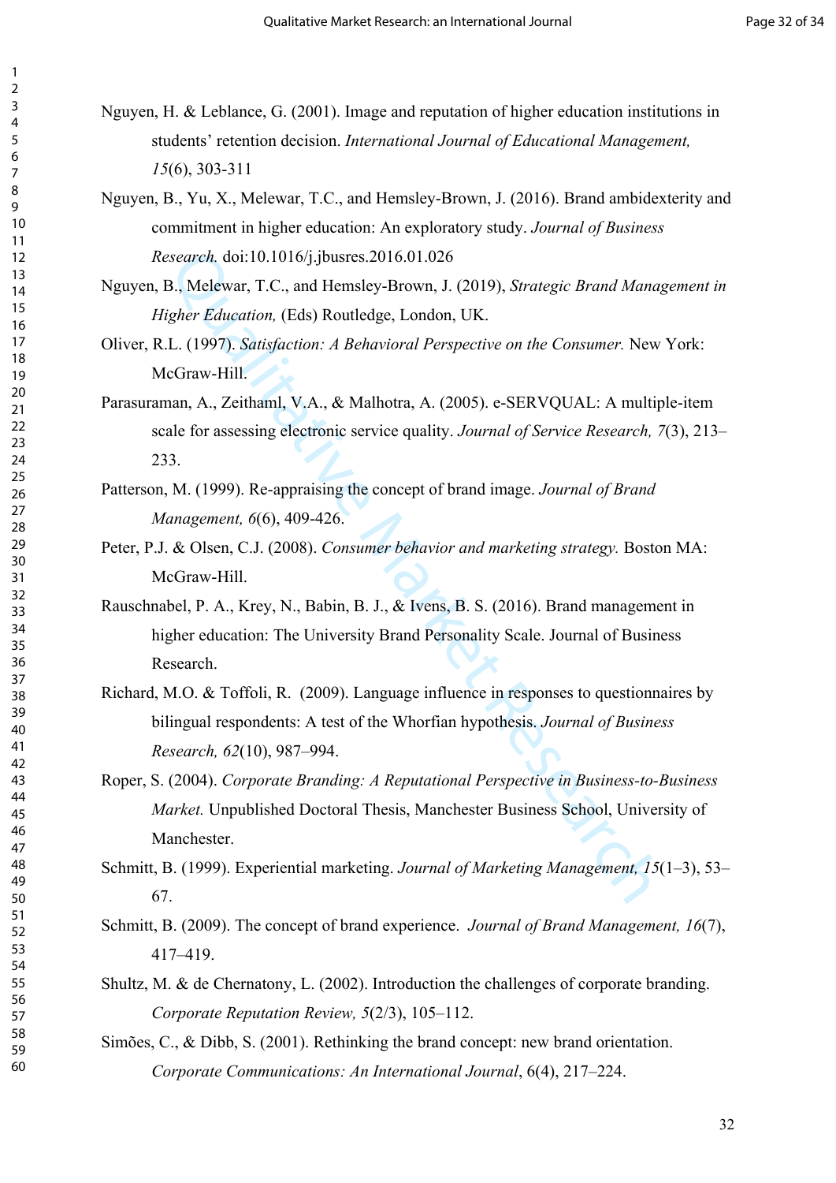Nguyen, H. & Leblance, G. (2001). Image and reputation of higher education institutions in students' retention decision. *International Journal of Educational Management, 15*(6), 303-311

Nguyen, B., Yu, X., Melewar, T.C., and Hemsley-Brown, J. (2016). Brand ambidexterity and commitment in higher education: An exploratory study. *Journal of Business Research.* doi:10.1016/j.jbusres.2016.01.026

Nguyen, B., Melewar, T.C., and Hemsley-Brown, J. (2019), *Strategic Brand Management in Higher Education,* (Eds) Routledge, London, UK.

Oliver, R.L. (1997). *Satisfaction: A Behavioral Perspective on the Consumer.* New York: McGraw-Hill.

Parasuraman, A., Zeithaml, V.A., & Malhotra, A. (2005). e-SERVQUAL: A multiple-item scale for assessing electronic service quality. *Journal of Service Research, 7*(3), 213–233.

Patterson, M. (1999). Re-appraising the concept of brand image. *Journal of Brand Management, 6*(6), 409-426.

Peter, P.J. & Olsen, C.J. (2008). *Consumer behavior and marketing strategy.* Boston MA: McGraw-Hill.

Rauschnabel, P. A., Krey, N., Babin, B. J., & Ivens, B. S. (2016). Brand management in higher education: The University Brand Personality Scale. Journal of Business Research.

Richard, M.O. & Toffoli, R. (2009). Language influence in responses to questionnaires by bilingual respondents: A test of the Whorfian hypothesis. *Journal of Business Research, 62*(10), 987–994.

Roper, S. (2004). *Corporate Branding: A Reputational Perspective in Business-to-Business Market.* Unpublished Doctoral Thesis, Manchester Business School, University of Manchester.

Schmitt, B. (1999). Experiential marketing. *Journal of Marketing Management, 15*(1–3), 53–67.

Schmitt, B. (2009). The concept of brand experience. *Journal of Brand Management, 16*(7), 417–419.

Shultz, M. & de Chernatony, L. (2002). Introduction the challenges of corporate branding. *Corporate Reputation Review, 5*(2/3), 105–112.

Simões, C., & Dibb, S. (2001). Rethinking the brand concept: new brand orientation. *Corporate Communications: An International Journal*, 6(4), 217–224.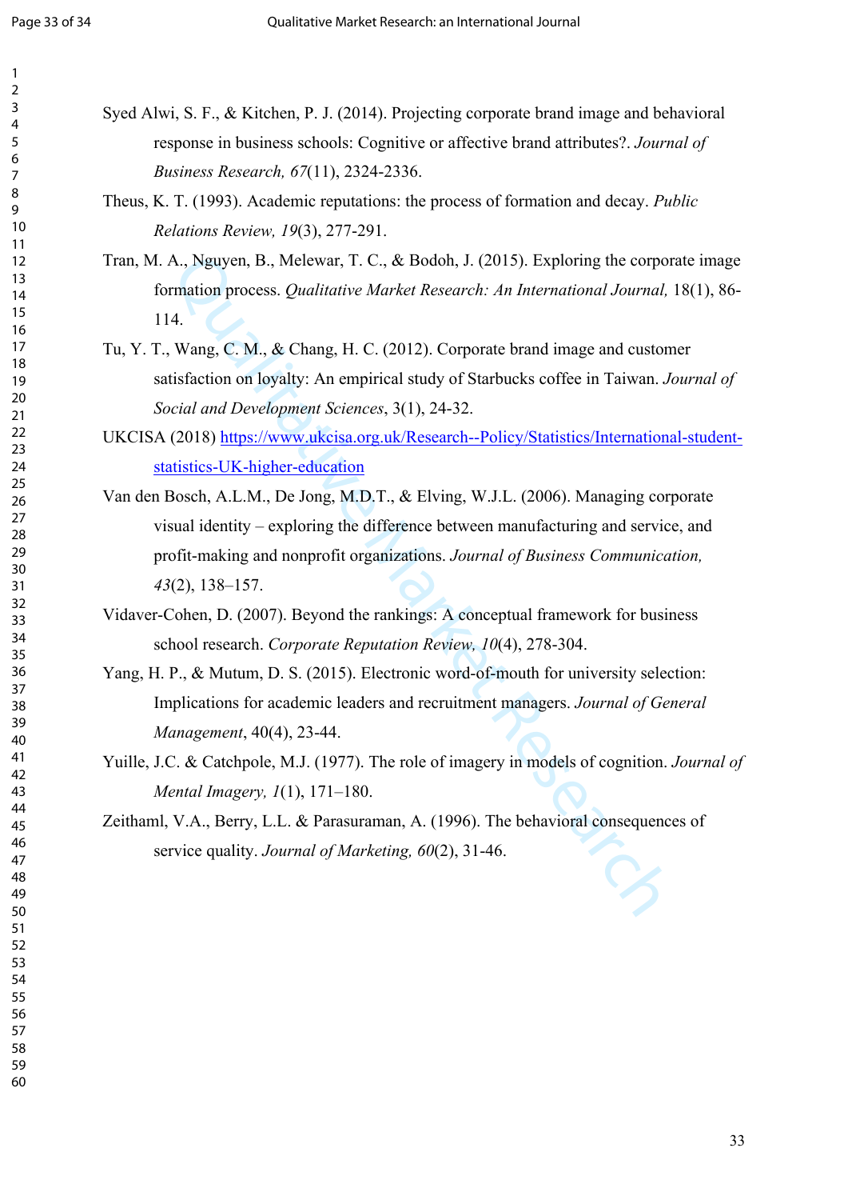Syed Alwi, S. F., & Kitchen, P. J. (2014). Projecting corporate brand image and behavioral response in business schools: Cognitive or affective brand attributes?. *Journal of Business Research, 67*(11), 2324-2336.

Theus, K. T. (1993). Academic reputations: the process of formation and decay. *Public Relations Review, 19*(3), 277-291.

Tran, M. A., Nguyen, B., Melewar, T. C., & Bodoh, J. (2015). Exploring the corporate image formation process. *Qualitative Market Research: An International Journal,* 18(1), 86-114.

Tu, Y. T., Wang, C. M., & Chang, H. C. (2012). Corporate brand image and customer satisfaction on loyalty: An empirical study of Starbucks coffee in Taiwan. *Journal of Social and Development Sciences*, 3(1), 24-32.

UKCISA (2018) https://www.ukcisa.org.uk/Research--Policy/Statistics/International-student-statistics-UK-higher-education

Van den Bosch, A.L.M., De Jong, M.D.T., & Elving, W.J.L. (2006). Managing corporate visual identity – exploring the difference between manufacturing and service, and profit-making and nonprofit organizations. *Journal of Business Communication, 43*(2), 138–157.

Vidaver-Cohen, D. (2007). Beyond the rankings: A conceptual framework for business school research. *Corporate Reputation Review, 10*(4), 278-304.

Yang, H. P., & Mutum, D. S. (2015). Electronic word-of-mouth for university selection: Implications for academic leaders and recruitment managers. *Journal of General Management*, 40(4), 23-44.

Yuille, J.C. & Catchpole, M.J. (1977). The role of imagery in models of cognition. *Journal of Mental Imagery, 1*(1), 171–180.

Zeithaml, V.A., Berry, L.L. & Parasuraman, A. (1996). The behavioral consequences of service quality. *Journal of Marketing, 60*(2), 31-46.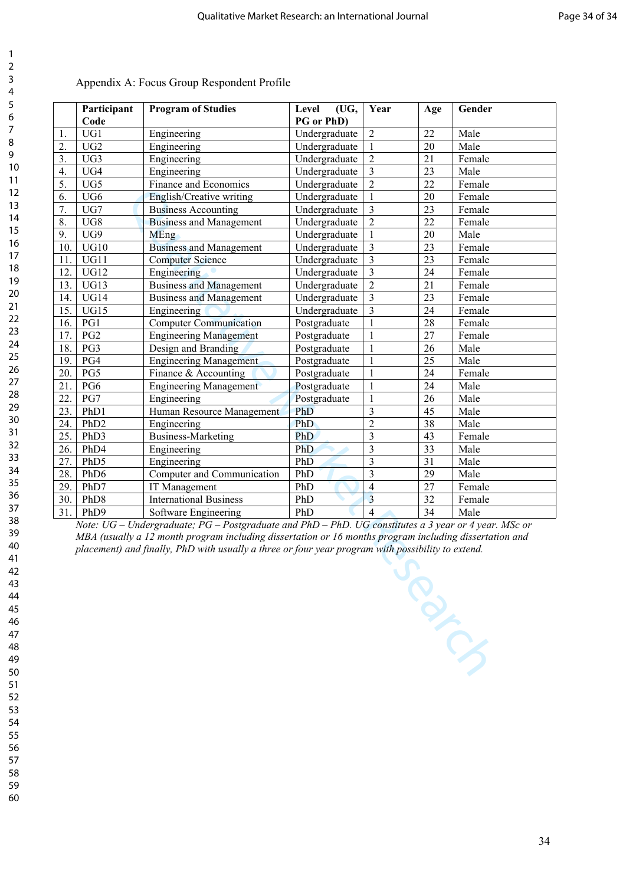Appendix A: Focus Group Respondent Profile

| | Participant Code | Program of Studies | Level (UG, PG or PhD) | Year | Age | Gender |
|---|---|---|---|---|---|---|
| 1. | UG1 | Engineering | Undergraduate | 2 | 22 | Male |
| 2. | UG2 | Engineering | Undergraduate | 1 | 20 | Male |
| 3. | UG3 | Engineering | Undergraduate | 2 | 21 | Female |
| 4. | UG4 | Engineering | Undergraduate | 3 | 23 | Male |
| 5. | UG5 | Finance and Economics | Undergraduate | 2 | 22 | Female |
| 6. | UG6 | English/Creative writing | Undergraduate | 1 | 20 | Female |
| 7. | UG7 | Business Accounting | Undergraduate | 3 | 23 | Female |
| 8. | UG8 | Business and Management | Undergraduate | 2 | 22 | Female |
| 9. | UG9 | MEng | Undergraduate | 1 | 20 | Male |
| 10. | UG10 | Business and Management | Undergraduate | 3 | 23 | Female |
| 11. | UG11 | Computer Science | Undergraduate | 3 | 23 | Female |
| 12. | UG12 | Engineering | Undergraduate | 3 | 24 | Female |
| 13. | UG13 | Business and Management | Undergraduate | 2 | 21 | Female |
| 14. | UG14 | Business and Management | Undergraduate | 3 | 23 | Female |
| 15. | UG15 | Engineering | Undergraduate | 3 | 24 | Female |
| 16. | PG1 | Computer Communication | Postgraduate | 1 | 28 | Female |
| 17. | PG2 | Engineering Management | Postgraduate | 1 | 27 | Female |
| 18. | PG3 | Design and Branding | Postgraduate | 1 | 26 | Male |
| 19. | PG4 | Engineering Management | Postgraduate | 1 | 25 | Male |
| 20. | PG5 | Finance & Accounting | Postgraduate | 1 | 24 | Female |
| 21. | PG6 | Engineering Management | Postgraduate | 1 | 24 | Male |
| 22. | PG7 | Engineering | Postgraduate | 1 | 26 | Male |
| 23. | PhD1 | Human Resource Management | PhD | 3 | 45 | Male |
| 24. | PhD2 | Engineering | PhD | 2 | 38 | Male |
| 25. | PhD3 | Business-Marketing | PhD | 3 | 43 | Female |
| 26. | PhD4 | Engineering | PhD | 3 | 33 | Male |
| 27. | PhD5 | Engineering | PhD | 3 | 31 | Male |
| 28. | PhD6 | Computer and Communication | PhD | 3 | 29 | Male |
| 29. | PhD7 | IT Management | PhD | 4 | 27 | Female |
| 30. | PhD8 | International Business | PhD | 3 | 32 | Female |
| 31. | PhD9 | Software Engineering | PhD | 4 | 34 | Male |

*Note: UG – Undergraduate; PG – Postgraduate and PhD – PhD. UG constitutes a 3 year or 4 year. MSc or MBA (usually a 12 month program including dissertation or 16 months program including dissertation and placement) and finally, PhD with usually a three or four year program with possibility to extend.*